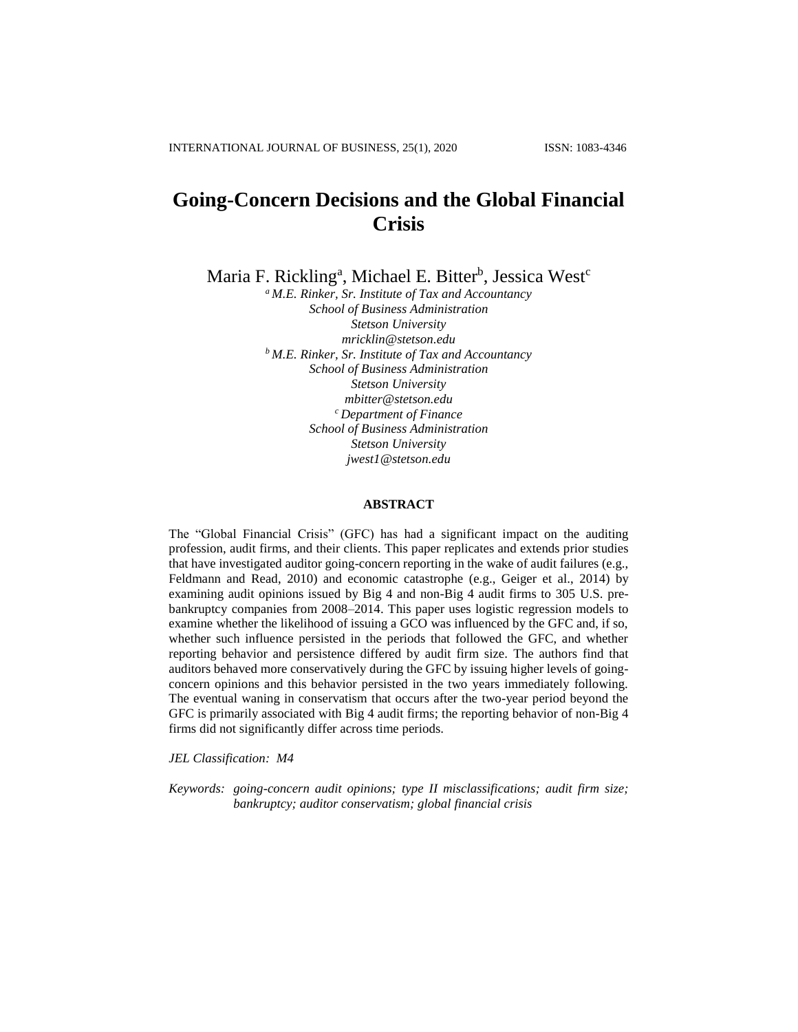# Going-Concern Decisions and the Global Financial Crisis

Maria F. Rickling[a], Michael E. Bitter[b], Jessica West[c]

*[a] M.E. Rinker, Sr. Institute of Tax and Accountancy*
*School of Business Administration*
*Stetson University*
*mricklin@stetson.edu*

*[b] M.E. Rinker, Sr. Institute of Tax and Accountancy*
*School of Business Administration*
*Stetson University*
*mbitter@stetson.edu*

*[c] Department of Finance*
*School of Business Administration*
*Stetson University*
*jwest1@stetson.edu*

## ABSTRACT

The "Global Financial Crisis" (GFC) has had a significant impact on the auditing profession, audit firms, and their clients. This paper replicates and extends prior studies that have investigated auditor going-concern reporting in the wake of audit failures (e.g., Feldmann and Read, 2010) and economic catastrophe (e.g., Geiger et al., 2014) by examining audit opinions issued by Big 4 and non-Big 4 audit firms to 305 U.S. pre-bankruptcy companies from 2008–2014. This paper uses logistic regression models to examine whether the likelihood of issuing a GCO was influenced by the GFC and, if so, whether such influence persisted in the periods that followed the GFC, and whether reporting behavior and persistence differed by audit firm size. The authors find that auditors behaved more conservatively during the GFC by issuing higher levels of going-concern opinions and this behavior persisted in the two years immediately following. The eventual waning in conservatism that occurs after the two-year period beyond the GFC is primarily associated with Big 4 audit firms; the reporting behavior of non-Big 4 firms did not significantly differ across time periods.

*JEL Classification: M4*

*Keywords: going-concern audit opinions; type II misclassifications; audit firm size; bankruptcy; auditor conservatism; global financial crisis*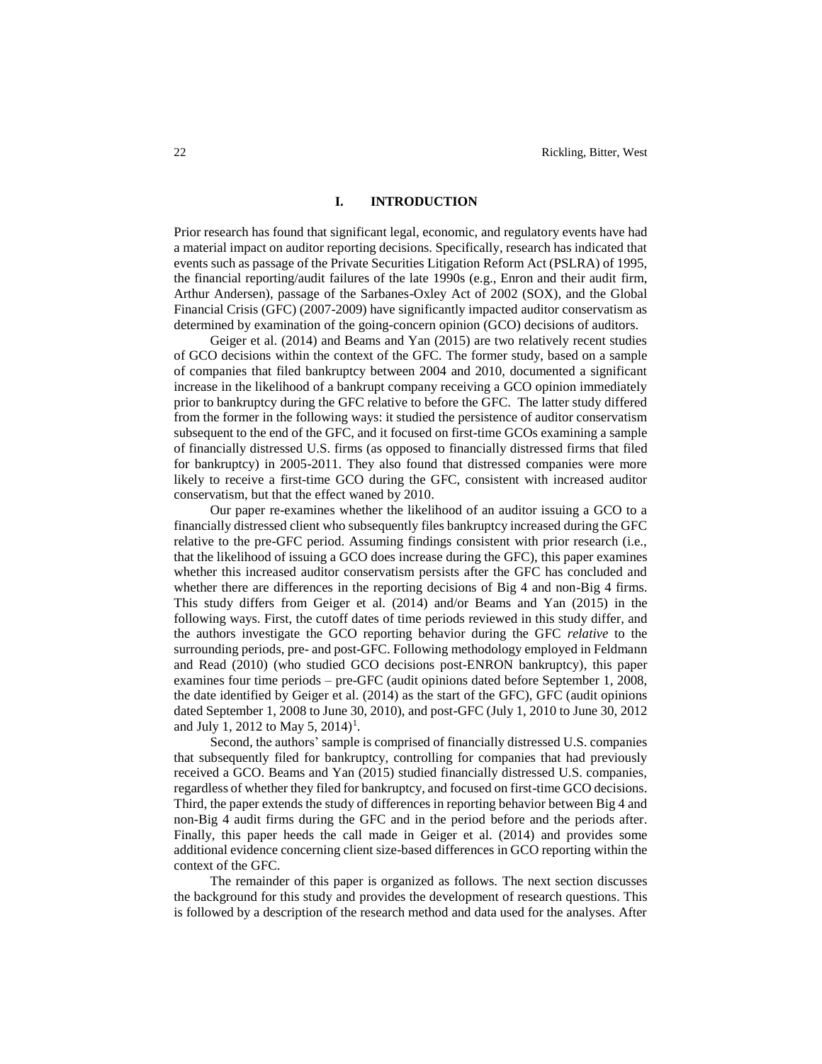## I. INTRODUCTION

Prior research has found that significant legal, economic, and regulatory events have had a material impact on auditor reporting decisions. Specifically, research has indicated that events such as passage of the Private Securities Litigation Reform Act (PSLRA) of 1995, the financial reporting/audit failures of the late 1990s (e.g., Enron and their audit firm, Arthur Andersen), passage of the Sarbanes-Oxley Act of 2002 (SOX), and the Global Financial Crisis (GFC) (2007-2009) have significantly impacted auditor conservatism as determined by examination of the going-concern opinion (GCO) decisions of auditors.

Geiger et al. (2014) and Beams and Yan (2015) are two relatively recent studies of GCO decisions within the context of the GFC. The former study, based on a sample of companies that filed bankruptcy between 2004 and 2010, documented a significant increase in the likelihood of a bankrupt company receiving a GCO opinion immediately prior to bankruptcy during the GFC relative to before the GFC. The latter study differed from the former in the following ways: it studied the persistence of auditor conservatism subsequent to the end of the GFC, and it focused on first-time GCOs examining a sample of financially distressed U.S. firms (as opposed to financially distressed firms that filed for bankruptcy) in 2005-2011. They also found that distressed companies were more likely to receive a first-time GCO during the GFC, consistent with increased auditor conservatism, but that the effect waned by 2010.

Our paper re-examines whether the likelihood of an auditor issuing a GCO to a financially distressed client who subsequently files bankruptcy increased during the GFC relative to the pre-GFC period. Assuming findings consistent with prior research (i.e., that the likelihood of issuing a GCO does increase during the GFC), this paper examines whether this increased auditor conservatism persists after the GFC has concluded and whether there are differences in the reporting decisions of Big 4 and non-Big 4 firms. This study differs from Geiger et al. (2014) and/or Beams and Yan (2015) in the following ways. First, the cutoff dates of time periods reviewed in this study differ, and the authors investigate the GCO reporting behavior during the GFC *relative* to the surrounding periods, pre- and post-GFC. Following methodology employed in Feldmann and Read (2010) (who studied GCO decisions post-ENRON bankruptcy), this paper examines four time periods – pre-GFC (audit opinions dated before September 1, 2008, the date identified by Geiger et al. (2014) as the start of the GFC), GFC (audit opinions dated September 1, 2008 to June 30, 2010), and post-GFC (July 1, 2010 to June 30, 2012 and July 1, 2012 to May 5, 2014)[1].

Second, the authors' sample is comprised of financially distressed U.S. companies that subsequently filed for bankruptcy, controlling for companies that had previously received a GCO. Beams and Yan (2015) studied financially distressed U.S. companies, regardless of whether they filed for bankruptcy, and focused on first-time GCO decisions. Third, the paper extends the study of differences in reporting behavior between Big 4 and non-Big 4 audit firms during the GFC and in the period before and the periods after. Finally, this paper heeds the call made in Geiger et al. (2014) and provides some additional evidence concerning client size-based differences in GCO reporting within the context of the GFC.

The remainder of this paper is organized as follows. The next section discusses the background for this study and provides the development of research questions. This is followed by a description of the research method and data used for the analyses. After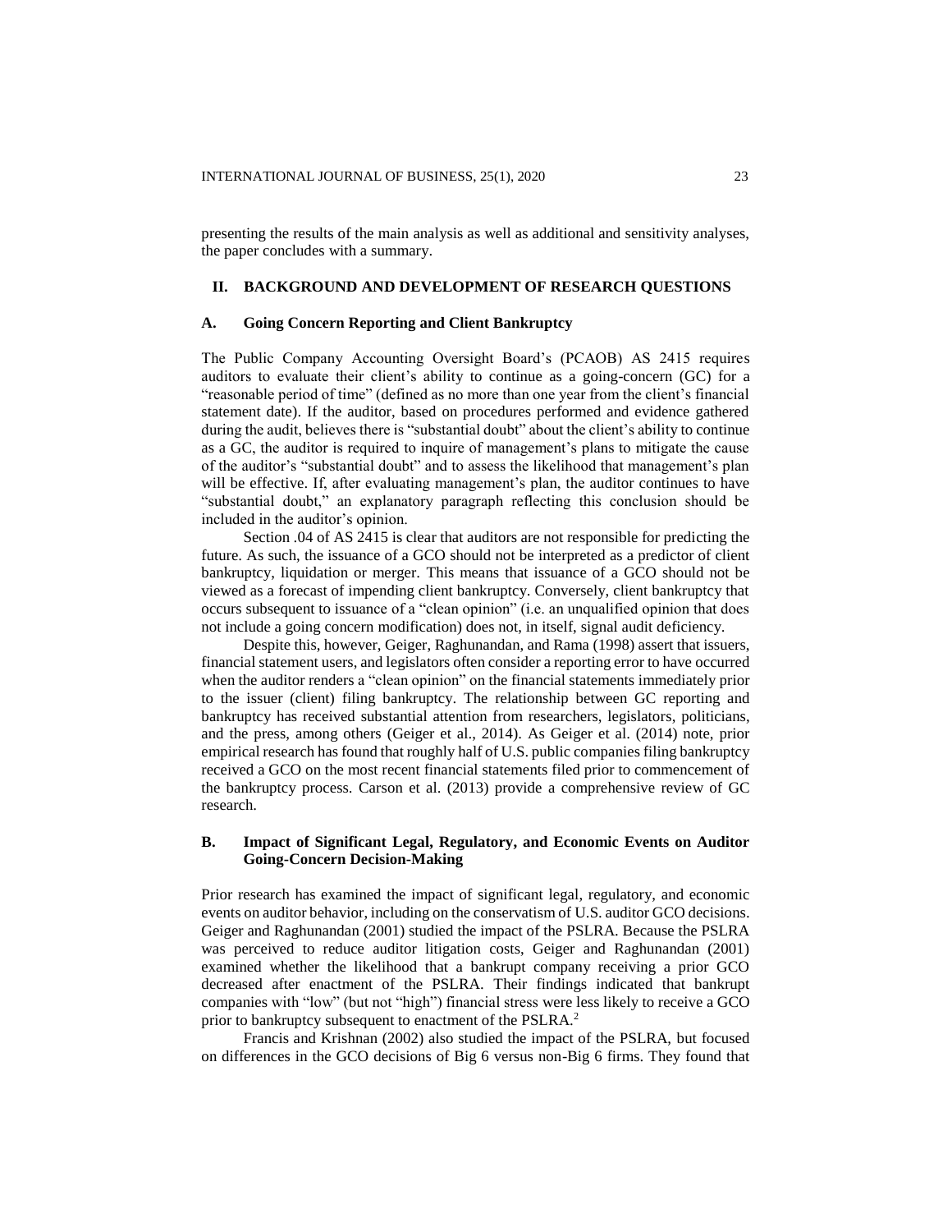presenting the results of the main analysis as well as additional and sensitivity analyses, the paper concludes with a summary.

## II. BACKGROUND AND DEVELOPMENT OF RESEARCH QUESTIONS

### A. Going Concern Reporting and Client Bankruptcy

The Public Company Accounting Oversight Board's (PCAOB) AS 2415 requires auditors to evaluate their client's ability to continue as a going-concern (GC) for a "reasonable period of time" (defined as no more than one year from the client's financial statement date). If the auditor, based on procedures performed and evidence gathered during the audit, believes there is "substantial doubt" about the client's ability to continue as a GC, the auditor is required to inquire of management's plans to mitigate the cause of the auditor's "substantial doubt" and to assess the likelihood that management's plan will be effective. If, after evaluating management's plan, the auditor continues to have "substantial doubt," an explanatory paragraph reflecting this conclusion should be included in the auditor's opinion.

Section .04 of AS 2415 is clear that auditors are not responsible for predicting the future. As such, the issuance of a GCO should not be interpreted as a predictor of client bankruptcy, liquidation or merger. This means that issuance of a GCO should not be viewed as a forecast of impending client bankruptcy. Conversely, client bankruptcy that occurs subsequent to issuance of a "clean opinion" (i.e. an unqualified opinion that does not include a going concern modification) does not, in itself, signal audit deficiency.

Despite this, however, Geiger, Raghunandan, and Rama (1998) assert that issuers, financial statement users, and legislators often consider a reporting error to have occurred when the auditor renders a "clean opinion" on the financial statements immediately prior to the issuer (client) filing bankruptcy. The relationship between GC reporting and bankruptcy has received substantial attention from researchers, legislators, politicians, and the press, among others (Geiger et al., 2014). As Geiger et al. (2014) note, prior empirical research has found that roughly half of U.S. public companies filing bankruptcy received a GCO on the most recent financial statements filed prior to commencement of the bankruptcy process. Carson et al. (2013) provide a comprehensive review of GC research.

### B. Impact of Significant Legal, Regulatory, and Economic Events on Auditor Going-Concern Decision-Making

Prior research has examined the impact of significant legal, regulatory, and economic events on auditor behavior, including on the conservatism of U.S. auditor GCO decisions. Geiger and Raghunandan (2001) studied the impact of the PSLRA. Because the PSLRA was perceived to reduce auditor litigation costs, Geiger and Raghunandan (2001) examined whether the likelihood that a bankrupt company receiving a prior GCO decreased after enactment of the PSLRA. Their findings indicated that bankrupt companies with "low" (but not "high") financial stress were less likely to receive a GCO prior to bankruptcy subsequent to enactment of the PSLRA.[2]

Francis and Krishnan (2002) also studied the impact of the PSLRA, but focused on differences in the GCO decisions of Big 6 versus non-Big 6 firms. They found that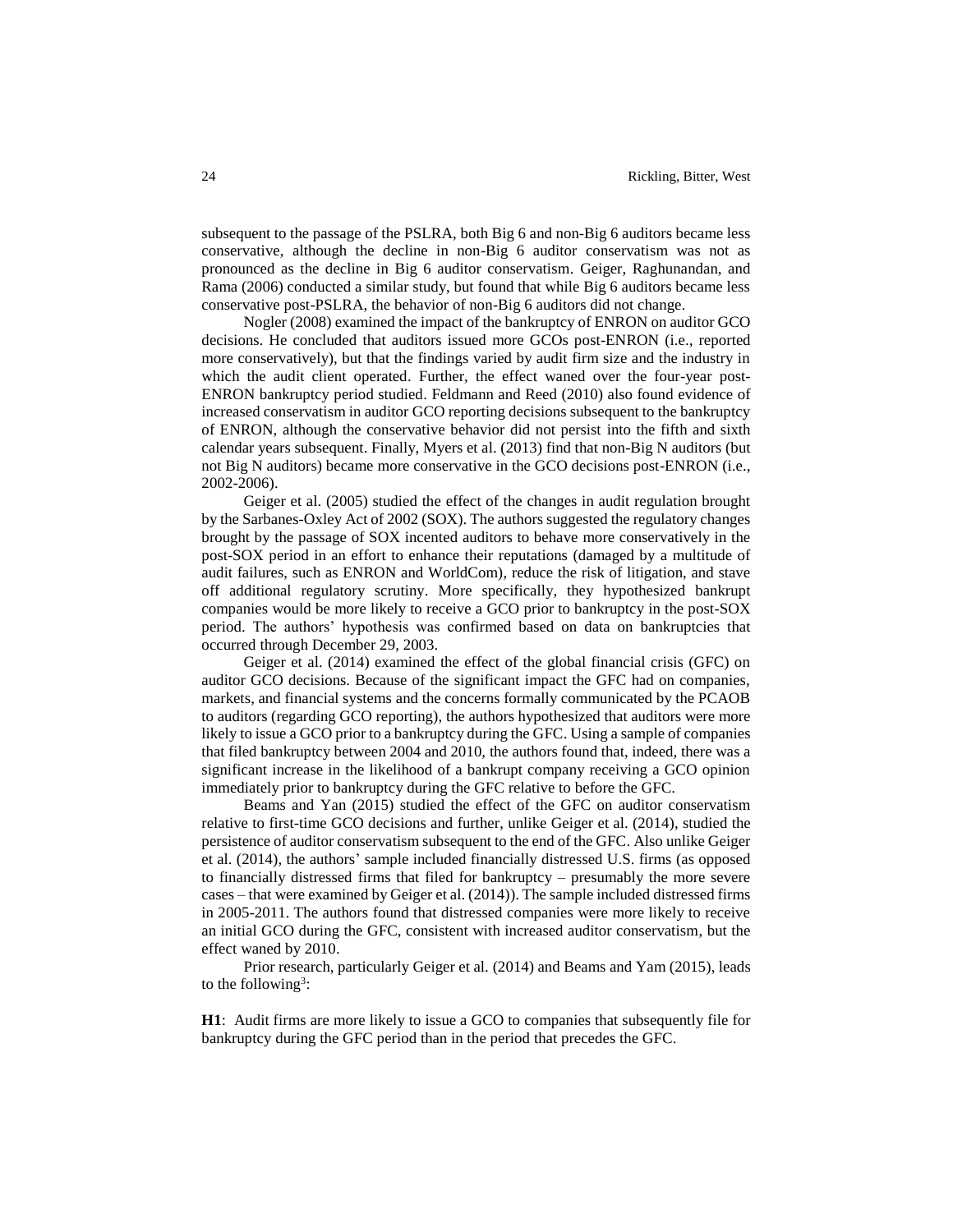subsequent to the passage of the PSLRA, both Big 6 and non-Big 6 auditors became less conservative, although the decline in non-Big 6 auditor conservatism was not as pronounced as the decline in Big 6 auditor conservatism. Geiger, Raghunandan, and Rama (2006) conducted a similar study, but found that while Big 6 auditors became less conservative post-PSLRA, the behavior of non-Big 6 auditors did not change.

Nogler (2008) examined the impact of the bankruptcy of ENRON on auditor GCO decisions. He concluded that auditors issued more GCOs post-ENRON (i.e., reported more conservatively), but that the findings varied by audit firm size and the industry in which the audit client operated. Further, the effect waned over the four-year post-ENRON bankruptcy period studied. Feldmann and Reed (2010) also found evidence of increased conservatism in auditor GCO reporting decisions subsequent to the bankruptcy of ENRON, although the conservative behavior did not persist into the fifth and sixth calendar years subsequent. Finally, Myers et al. (2013) find that non-Big N auditors (but not Big N auditors) became more conservative in the GCO decisions post-ENRON (i.e., 2002-2006).

Geiger et al. (2005) studied the effect of the changes in audit regulation brought by the Sarbanes-Oxley Act of 2002 (SOX). The authors suggested the regulatory changes brought by the passage of SOX incented auditors to behave more conservatively in the post-SOX period in an effort to enhance their reputations (damaged by a multitude of audit failures, such as ENRON and WorldCom), reduce the risk of litigation, and stave off additional regulatory scrutiny. More specifically, they hypothesized bankrupt companies would be more likely to receive a GCO prior to bankruptcy in the post-SOX period. The authors' hypothesis was confirmed based on data on bankruptcies that occurred through December 29, 2003.

Geiger et al. (2014) examined the effect of the global financial crisis (GFC) on auditor GCO decisions. Because of the significant impact the GFC had on companies, markets, and financial systems and the concerns formally communicated by the PCAOB to auditors (regarding GCO reporting), the authors hypothesized that auditors were more likely to issue a GCO prior to a bankruptcy during the GFC. Using a sample of companies that filed bankruptcy between 2004 and 2010, the authors found that, indeed, there was a significant increase in the likelihood of a bankrupt company receiving a GCO opinion immediately prior to bankruptcy during the GFC relative to before the GFC.

Beams and Yan (2015) studied the effect of the GFC on auditor conservatism relative to first-time GCO decisions and further, unlike Geiger et al. (2014), studied the persistence of auditor conservatism subsequent to the end of the GFC. Also unlike Geiger et al. (2014), the authors' sample included financially distressed U.S. firms (as opposed to financially distressed firms that filed for bankruptcy – presumably the more severe cases – that were examined by Geiger et al. (2014)). The sample included distressed firms in 2005-2011. The authors found that distressed companies were more likely to receive an initial GCO during the GFC, consistent with increased auditor conservatism, but the effect waned by 2010.

Prior research, particularly Geiger et al. (2014) and Beams and Yam (2015), leads to the following[3]:

**H1**: Audit firms are more likely to issue a GCO to companies that subsequently file for bankruptcy during the GFC period than in the period that precedes the GFC.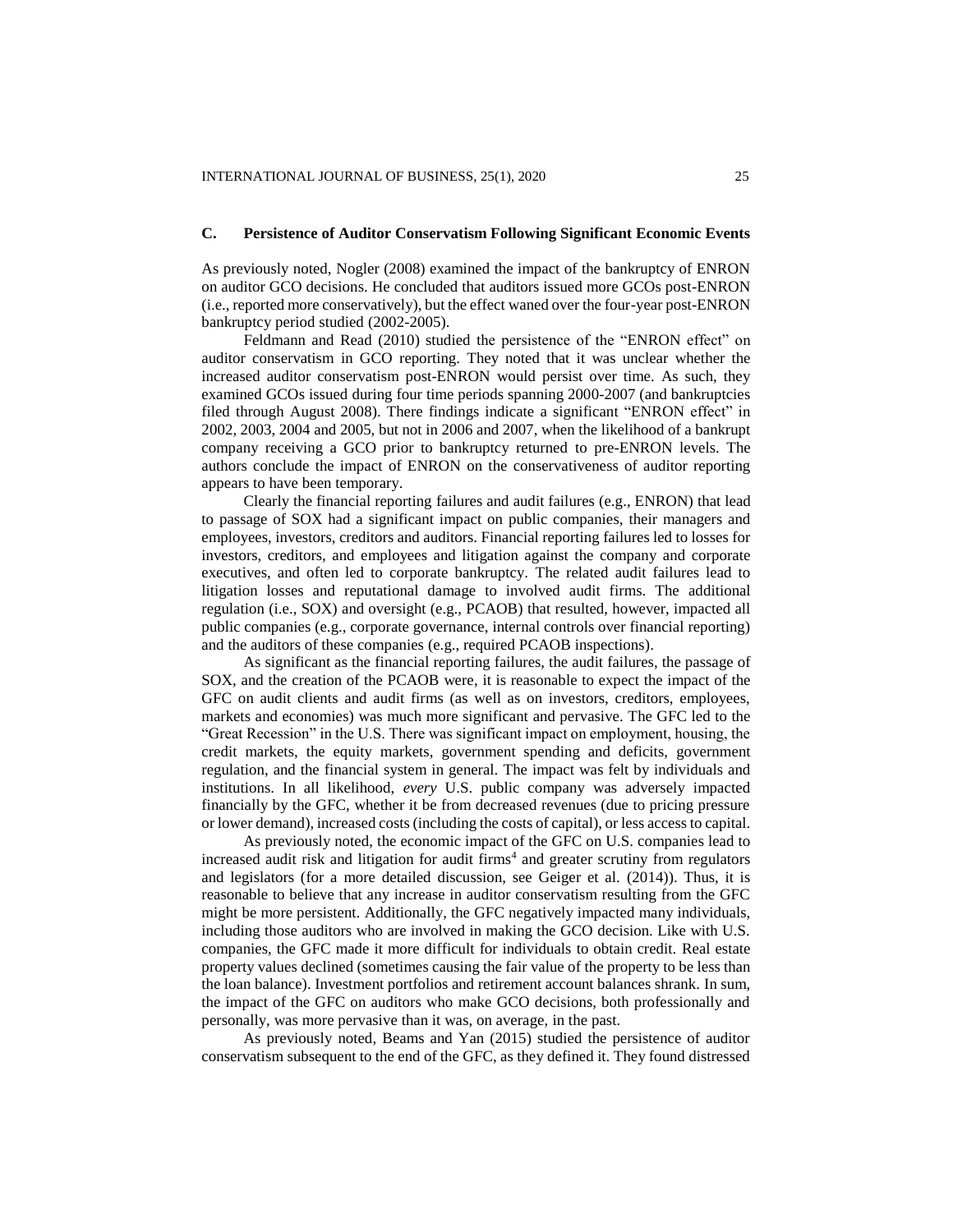### C. Persistence of Auditor Conservatism Following Significant Economic Events

As previously noted, Nogler (2008) examined the impact of the bankruptcy of ENRON on auditor GCO decisions. He concluded that auditors issued more GCOs post-ENRON (i.e., reported more conservatively), but the effect waned over the four-year post-ENRON bankruptcy period studied (2002-2005).

Feldmann and Read (2010) studied the persistence of the "ENRON effect" on auditor conservatism in GCO reporting. They noted that it was unclear whether the increased auditor conservatism post-ENRON would persist over time. As such, they examined GCOs issued during four time periods spanning 2000-2007 (and bankruptcies filed through August 2008). There findings indicate a significant "ENRON effect" in 2002, 2003, 2004 and 2005, but not in 2006 and 2007, when the likelihood of a bankrupt company receiving a GCO prior to bankruptcy returned to pre-ENRON levels. The authors conclude the impact of ENRON on the conservativeness of auditor reporting appears to have been temporary.

Clearly the financial reporting failures and audit failures (e.g., ENRON) that lead to passage of SOX had a significant impact on public companies, their managers and employees, investors, creditors and auditors. Financial reporting failures led to losses for investors, creditors, and employees and litigation against the company and corporate executives, and often led to corporate bankruptcy. The related audit failures lead to litigation losses and reputational damage to involved audit firms. The additional regulation (i.e., SOX) and oversight (e.g., PCAOB) that resulted, however, impacted all public companies (e.g., corporate governance, internal controls over financial reporting) and the auditors of these companies (e.g., required PCAOB inspections).

As significant as the financial reporting failures, the audit failures, the passage of SOX, and the creation of the PCAOB were, it is reasonable to expect the impact of the GFC on audit clients and audit firms (as well as on investors, creditors, employees, markets and economies) was much more significant and pervasive. The GFC led to the "Great Recession" in the U.S. There was significant impact on employment, housing, the credit markets, the equity markets, government spending and deficits, government regulation, and the financial system in general. The impact was felt by individuals and institutions. In all likelihood, *every* U.S. public company was adversely impacted financially by the GFC, whether it be from decreased revenues (due to pricing pressure or lower demand), increased costs (including the costs of capital), or less access to capital.

As previously noted, the economic impact of the GFC on U.S. companies lead to increased audit risk and litigation for audit firms[4] and greater scrutiny from regulators and legislators (for a more detailed discussion, see Geiger et al. (2014)). Thus, it is reasonable to believe that any increase in auditor conservatism resulting from the GFC might be more persistent. Additionally, the GFC negatively impacted many individuals, including those auditors who are involved in making the GCO decision. Like with U.S. companies, the GFC made it more difficult for individuals to obtain credit. Real estate property values declined (sometimes causing the fair value of the property to be less than the loan balance). Investment portfolios and retirement account balances shrank. In sum, the impact of the GFC on auditors who make GCO decisions, both professionally and personally, was more pervasive than it was, on average, in the past.

As previously noted, Beams and Yan (2015) studied the persistence of auditor conservatism subsequent to the end of the GFC, as they defined it. They found distressed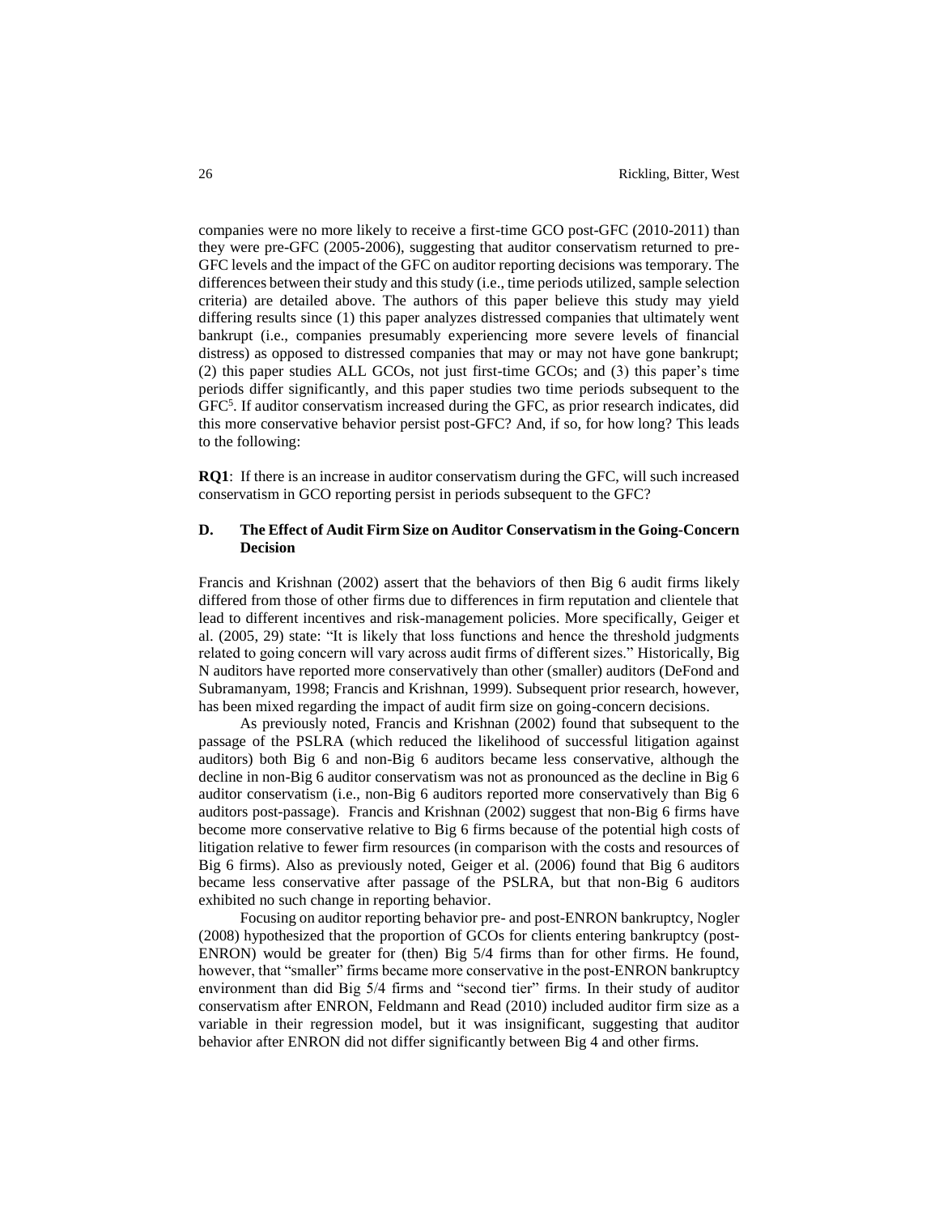companies were no more likely to receive a first-time GCO post-GFC (2010-2011) than they were pre-GFC (2005-2006), suggesting that auditor conservatism returned to pre-GFC levels and the impact of the GFC on auditor reporting decisions was temporary. The differences between their study and this study (i.e., time periods utilized, sample selection criteria) are detailed above. The authors of this paper believe this study may yield differing results since (1) this paper analyzes distressed companies that ultimately went bankrupt (i.e., companies presumably experiencing more severe levels of financial distress) as opposed to distressed companies that may or may not have gone bankrupt; (2) this paper studies ALL GCOs, not just first-time GCOs; and (3) this paper's time periods differ significantly, and this paper studies two time periods subsequent to the GFC[5]. If auditor conservatism increased during the GFC, as prior research indicates, did this more conservative behavior persist post-GFC? And, if so, for how long? This leads to the following:

**RQ1**: If there is an increase in auditor conservatism during the GFC, will such increased conservatism in GCO reporting persist in periods subsequent to the GFC?

### D. The Effect of Audit Firm Size on Auditor Conservatism in the Going-Concern Decision

Francis and Krishnan (2002) assert that the behaviors of then Big 6 audit firms likely differed from those of other firms due to differences in firm reputation and clientele that lead to different incentives and risk-management policies. More specifically, Geiger et al. (2005, 29) state: "It is likely that loss functions and hence the threshold judgments related to going concern will vary across audit firms of different sizes." Historically, Big N auditors have reported more conservatively than other (smaller) auditors (DeFond and Subramanyam, 1998; Francis and Krishnan, 1999). Subsequent prior research, however, has been mixed regarding the impact of audit firm size on going-concern decisions.

As previously noted, Francis and Krishnan (2002) found that subsequent to the passage of the PSLRA (which reduced the likelihood of successful litigation against auditors) both Big 6 and non-Big 6 auditors became less conservative, although the decline in non-Big 6 auditor conservatism was not as pronounced as the decline in Big 6 auditor conservatism (i.e., non-Big 6 auditors reported more conservatively than Big 6 auditors post-passage). Francis and Krishnan (2002) suggest that non-Big 6 firms have become more conservative relative to Big 6 firms because of the potential high costs of litigation relative to fewer firm resources (in comparison with the costs and resources of Big 6 firms). Also as previously noted, Geiger et al. (2006) found that Big 6 auditors became less conservative after passage of the PSLRA, but that non-Big 6 auditors exhibited no such change in reporting behavior.

Focusing on auditor reporting behavior pre- and post-ENRON bankruptcy, Nogler (2008) hypothesized that the proportion of GCOs for clients entering bankruptcy (post-ENRON) would be greater for (then) Big 5/4 firms than for other firms. He found, however, that "smaller" firms became more conservative in the post-ENRON bankruptcy environment than did Big 5/4 firms and "second tier" firms. In their study of auditor conservatism after ENRON, Feldmann and Read (2010) included auditor firm size as a variable in their regression model, but it was insignificant, suggesting that auditor behavior after ENRON did not differ significantly between Big 4 and other firms.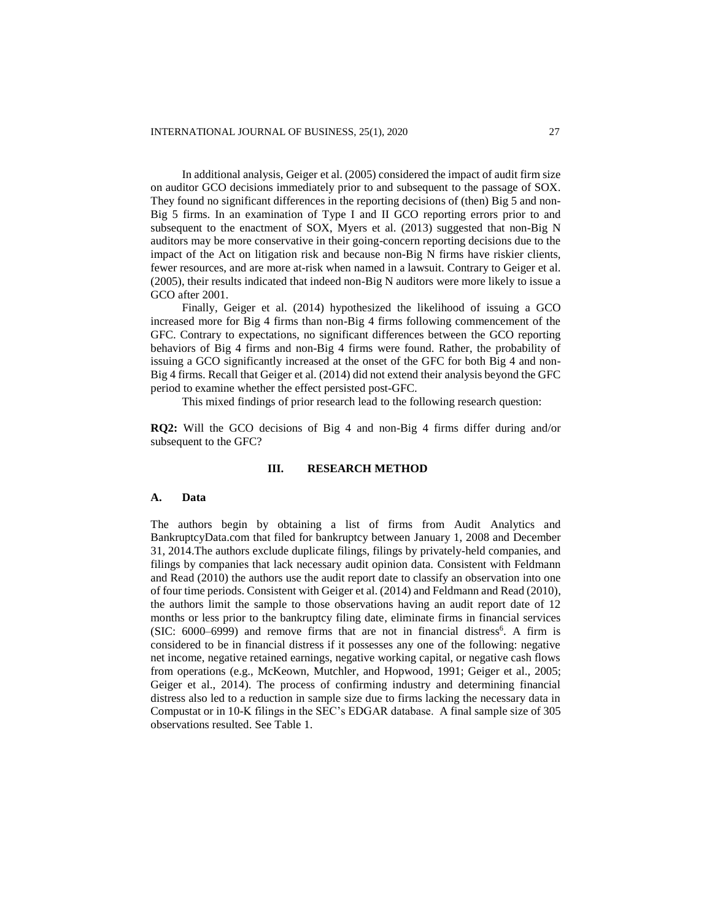In additional analysis, Geiger et al. (2005) considered the impact of audit firm size on auditor GCO decisions immediately prior to and subsequent to the passage of SOX. They found no significant differences in the reporting decisions of (then) Big 5 and non-Big 5 firms. In an examination of Type I and II GCO reporting errors prior to and subsequent to the enactment of SOX, Myers et al. (2013) suggested that non-Big N auditors may be more conservative in their going-concern reporting decisions due to the impact of the Act on litigation risk and because non-Big N firms have riskier clients, fewer resources, and are more at-risk when named in a lawsuit. Contrary to Geiger et al. (2005), their results indicated that indeed non-Big N auditors were more likely to issue a GCO after 2001.

Finally, Geiger et al. (2014) hypothesized the likelihood of issuing a GCO increased more for Big 4 firms than non-Big 4 firms following commencement of the GFC. Contrary to expectations, no significant differences between the GCO reporting behaviors of Big 4 firms and non-Big 4 firms were found. Rather, the probability of issuing a GCO significantly increased at the onset of the GFC for both Big 4 and non-Big 4 firms. Recall that Geiger et al. (2014) did not extend their analysis beyond the GFC period to examine whether the effect persisted post-GFC.

This mixed findings of prior research lead to the following research question:

**RQ2:** Will the GCO decisions of Big 4 and non-Big 4 firms differ during and/or subsequent to the GFC?

## III. RESEARCH METHOD

### A. Data

The authors begin by obtaining a list of firms from Audit Analytics and BankruptcyData.com that filed for bankruptcy between January 1, 2008 and December 31, 2014.The authors exclude duplicate filings, filings by privately-held companies, and filings by companies that lack necessary audit opinion data. Consistent with Feldmann and Read (2010) the authors use the audit report date to classify an observation into one of four time periods. Consistent with Geiger et al. (2014) and Feldmann and Read (2010), the authors limit the sample to those observations having an audit report date of 12 months or less prior to the bankruptcy filing date, eliminate firms in financial services (SIC: 6000–6999) and remove firms that are not in financial distress[6]. A firm is considered to be in financial distress if it possesses any one of the following: negative net income, negative retained earnings, negative working capital, or negative cash flows from operations (e.g., McKeown, Mutchler, and Hopwood, 1991; Geiger et al., 2005; Geiger et al., 2014). The process of confirming industry and determining financial distress also led to a reduction in sample size due to firms lacking the necessary data in Compustat or in 10-K filings in the SEC's EDGAR database. A final sample size of 305 observations resulted. See Table 1.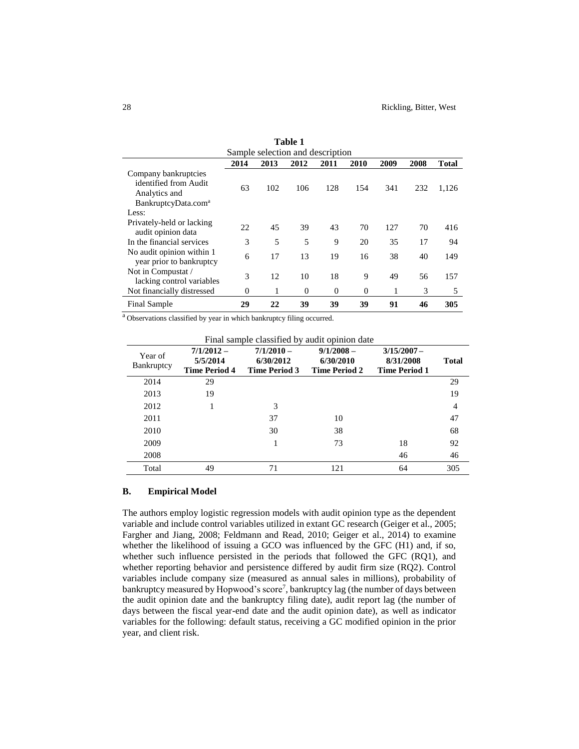**Table 1**

Sample selection and description

| | 2014 | 2013 | 2012 | 2011 | 2010 | 2009 | 2008 | Total |
|---|---|---|---|---|---|---|---|---|
| Company bankruptcies identified from Audit Analytics and BankruptcyData.com[a] | 63 | 102 | 106 | 128 | 154 | 341 | 232 | 1,126 |
| Less: | | | | | | | | |
| Privately-held or lacking audit opinion data | 22 | 45 | 39 | 43 | 70 | 127 | 70 | 416 |
| In the financial services | 3 | 5 | 5 | 9 | 20 | 35 | 17 | 94 |
| No audit opinion within 1 year prior to bankruptcy | 6 | 17 | 13 | 19 | 16 | 38 | 40 | 149 |
| Not in Compustat / lacking control variables | 3 | 12 | 10 | 18 | 9 | 49 | 56 | 157 |
| Not financially distressed | 0 | 1 | 0 | 0 | 0 | 1 | 3 | 5 |
| Final Sample | **29** | **22** | **39** | **39** | **39** | **91** | **46** | **305** |

[a] Observations classified by year in which bankruptcy filing occurred.

Final sample classified by audit opinion date

| Year of Bankruptcy | **7/1/2012 – 5/5/2014 Time Period 4** | **7/1/2010 – 6/30/2012 Time Period 3** | **9/1/2008 – 6/30/2010 Time Period 2** | **3/15/2007 – 8/31/2008 Time Period 1** | **Total** |
|---|---|---|---|---|---|
| 2014 | 29 | | | | 29 |
| 2013 | 19 | | | | 19 |
| 2012 | 1 | 3 | | | 4 |
| 2011 | | 37 | 10 | | 47 |
| 2010 | | 30 | 38 | | 68 |
| 2009 | | 1 | 73 | 18 | 92 |
| 2008 | | | | 46 | 46 |
| Total | 49 | 71 | 121 | 64 | 305 |

### B. Empirical Model

The authors employ logistic regression models with audit opinion type as the dependent variable and include control variables utilized in extant GC research (Geiger et al., 2005; Fargher and Jiang, 2008; Feldmann and Read, 2010; Geiger et al., 2014) to examine whether the likelihood of issuing a GCO was influenced by the GFC (H1) and, if so, whether such influence persisted in the periods that followed the GFC (RQ1), and whether reporting behavior and persistence differed by audit firm size (RQ2). Control variables include company size (measured as annual sales in millions), probability of bankruptcy measured by Hopwood's score[7], bankruptcy lag (the number of days between the audit opinion date and the bankruptcy filing date), audit report lag (the number of days between the fiscal year-end date and the audit opinion date), as well as indicator variables for the following: default status, receiving a GC modified opinion in the prior year, and client risk.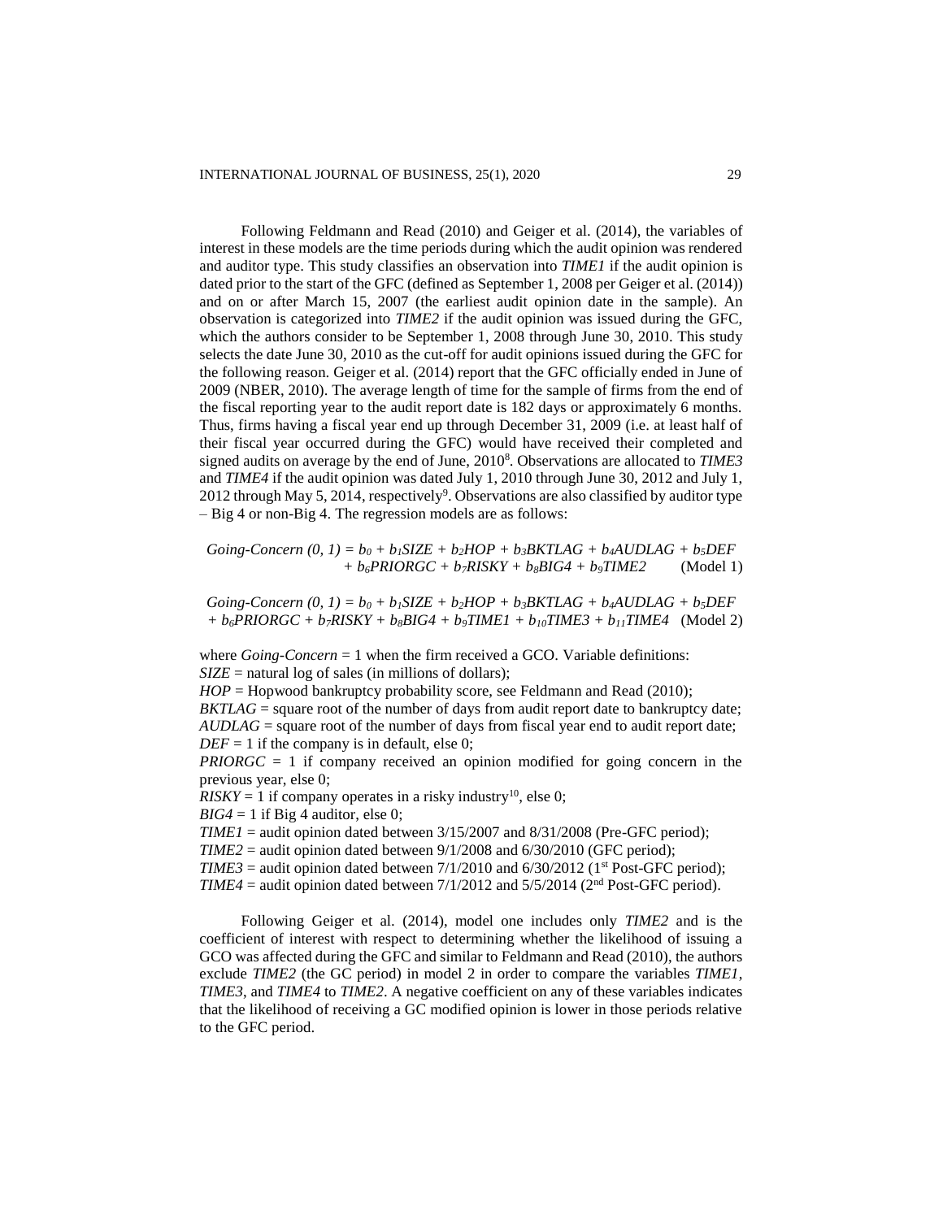Following Feldmann and Read (2010) and Geiger et al. (2014), the variables of interest in these models are the time periods during which the audit opinion was rendered and auditor type. This study classifies an observation into *TIME1* if the audit opinion is dated prior to the start of the GFC (defined as September 1, 2008 per Geiger et al. (2014)) and on or after March 15, 2007 (the earliest audit opinion date in the sample). An observation is categorized into *TIME2* if the audit opinion was issued during the GFC, which the authors consider to be September 1, 2008 through June 30, 2010. This study selects the date June 30, 2010 as the cut-off for audit opinions issued during the GFC for the following reason. Geiger et al. (2014) report that the GFC officially ended in June of 2009 (NBER, 2010). The average length of time for the sample of firms from the end of the fiscal reporting year to the audit report date is 182 days or approximately 6 months. Thus, firms having a fiscal year end up through December 31, 2009 (i.e. at least half of their fiscal year occurred during the GFC) would have received their completed and signed audits on average by the end of June, 2010[8]. Observations are allocated to *TIME3* and *TIME4* if the audit opinion was dated July 1, 2010 through June 30, 2012 and July 1, 2012 through May 5, 2014, respectively[9]. Observations are also classified by auditor type – Big 4 or non-Big 4. The regression models are as follows:

$$Going\text{-}Concern\ (0,1) = b_0 + b_1 SIZE + b_2 HOP + b_3 BKTLAG + b_4 AUDLAG + b_5 DEF + b_6 PRIORGC + b_7 RISKY + b_8 BIG4 + b_9 TIME2 \qquad \text{(Model 1)}$$

$$Going\text{-}Concern\ (0,1) = b_0 + b_1 SIZE + b_2 HOP + b_3 BKTLAG + b_4 AUDLAG + b_5 DEF + b_6 PRIORGC + b_7 RISKY + b_8 BIG4 + b_9 TIME1 + b_{10} TIME3 + b_{11} TIME4 \qquad \text{(Model 2)}$$

where *Going-Concern* = 1 when the firm received a GCO. Variable definitions:
*SIZE* = natural log of sales (in millions of dollars);
*HOP* = Hopwood bankruptcy probability score, see Feldmann and Read (2010);
*BKTLAG* = square root of the number of days from audit report date to bankruptcy date;
*AUDLAG* = square root of the number of days from fiscal year end to audit report date;
*DEF* = 1 if the company is in default, else 0;
*PRIORGC* = 1 if company received an opinion modified for going concern in the previous year, else 0;
*RISKY* = 1 if company operates in a risky industry[10], else 0;
*BIG4* = 1 if Big 4 auditor, else 0;
*TIME1* = audit opinion dated between 3/15/2007 and 8/31/2008 (Pre-GFC period);
*TIME2* = audit opinion dated between 9/1/2008 and 6/30/2010 (GFC period);
*TIME3* = audit opinion dated between 7/1/2010 and 6/30/2012 (1st Post-GFC period);
*TIME4* = audit opinion dated between 7/1/2012 and 5/5/2014 (2nd Post-GFC period).

Following Geiger et al. (2014), model one includes only *TIME2* and is the coefficient of interest with respect to determining whether the likelihood of issuing a GCO was affected during the GFC and similar to Feldmann and Read (2010), the authors exclude *TIME2* (the GC period) in model 2 in order to compare the variables *TIME1*, *TIME3*, and *TIME4* to *TIME2*. A negative coefficient on any of these variables indicates that the likelihood of receiving a GC modified opinion is lower in those periods relative to the GFC period.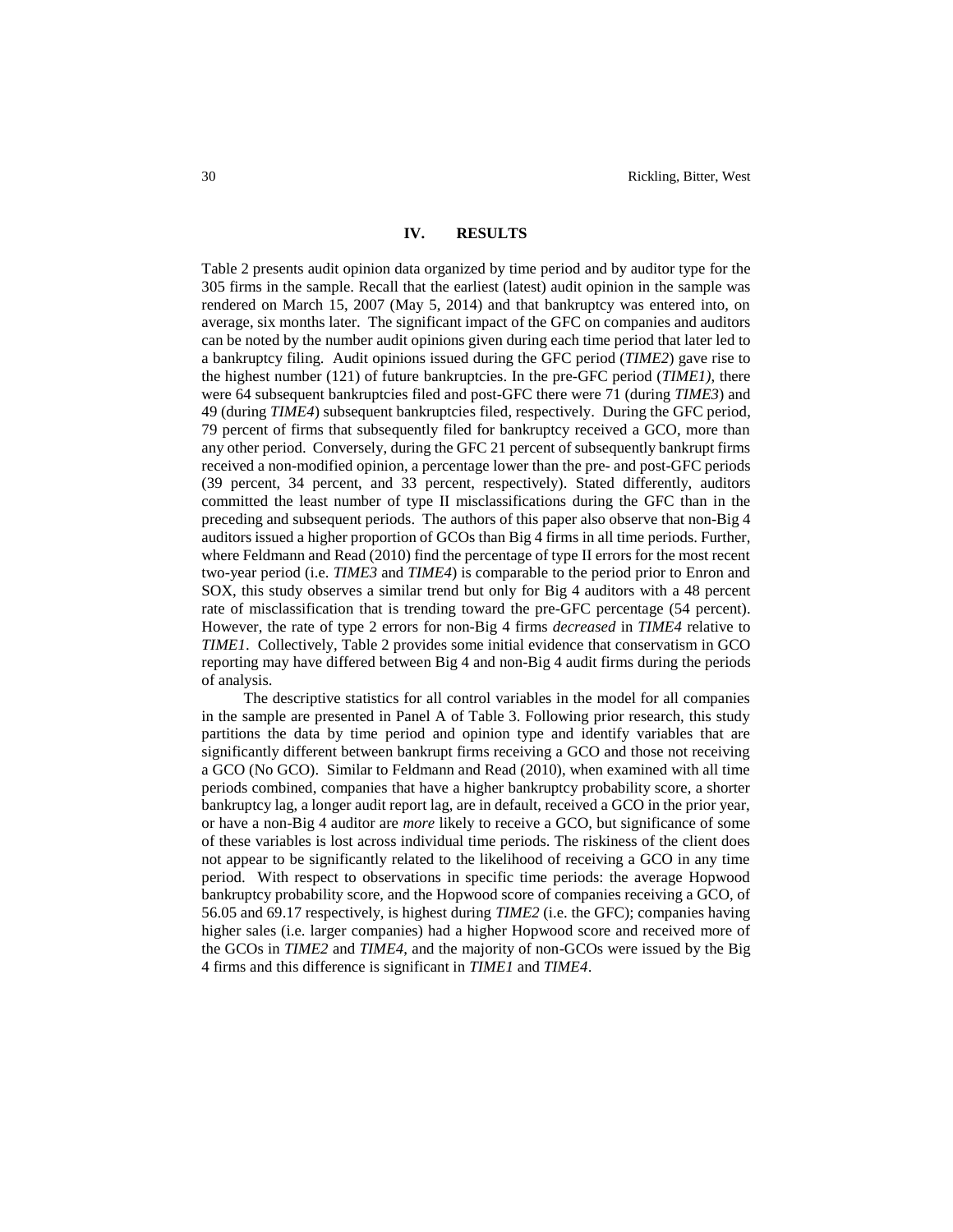## IV. RESULTS

Table 2 presents audit opinion data organized by time period and by auditor type for the 305 firms in the sample. Recall that the earliest (latest) audit opinion in the sample was rendered on March 15, 2007 (May 5, 2014) and that bankruptcy was entered into, on average, six months later. The significant impact of the GFC on companies and auditors can be noted by the number audit opinions given during each time period that later led to a bankruptcy filing. Audit opinions issued during the GFC period (*TIME2*) gave rise to the highest number (121) of future bankruptcies. In the pre-GFC period (*TIME1)*, there were 64 subsequent bankruptcies filed and post-GFC there were 71 (during *TIME3*) and 49 (during *TIME4*) subsequent bankruptcies filed, respectively. During the GFC period, 79 percent of firms that subsequently filed for bankruptcy received a GCO, more than any other period. Conversely, during the GFC 21 percent of subsequently bankrupt firms received a non-modified opinion, a percentage lower than the pre- and post-GFC periods (39 percent, 34 percent, and 33 percent, respectively). Stated differently, auditors committed the least number of type II misclassifications during the GFC than in the preceding and subsequent periods. The authors of this paper also observe that non-Big 4 auditors issued a higher proportion of GCOs than Big 4 firms in all time periods. Further, where Feldmann and Read (2010) find the percentage of type II errors for the most recent two-year period (i.e. *TIME3* and *TIME4*) is comparable to the period prior to Enron and SOX, this study observes a similar trend but only for Big 4 auditors with a 48 percent rate of misclassification that is trending toward the pre-GFC percentage (54 percent). However, the rate of type 2 errors for non-Big 4 firms *decreased* in *TIME4* relative to *TIME1*. Collectively, Table 2 provides some initial evidence that conservatism in GCO reporting may have differed between Big 4 and non-Big 4 audit firms during the periods of analysis.

The descriptive statistics for all control variables in the model for all companies in the sample are presented in Panel A of Table 3. Following prior research, this study partitions the data by time period and opinion type and identify variables that are significantly different between bankrupt firms receiving a GCO and those not receiving a GCO (No GCO). Similar to Feldmann and Read (2010), when examined with all time periods combined, companies that have a higher bankruptcy probability score, a shorter bankruptcy lag, a longer audit report lag, are in default, received a GCO in the prior year, or have a non-Big 4 auditor are *more* likely to receive a GCO, but significance of some of these variables is lost across individual time periods. The riskiness of the client does not appear to be significantly related to the likelihood of receiving a GCO in any time period. With respect to observations in specific time periods: the average Hopwood bankruptcy probability score, and the Hopwood score of companies receiving a GCO, of 56.05 and 69.17 respectively, is highest during *TIME2* (i.e. the GFC); companies having higher sales (i.e. larger companies) had a higher Hopwood score and received more of the GCOs in *TIME2* and *TIME4*, and the majority of non-GCOs were issued by the Big 4 firms and this difference is significant in *TIME1* and *TIME4*.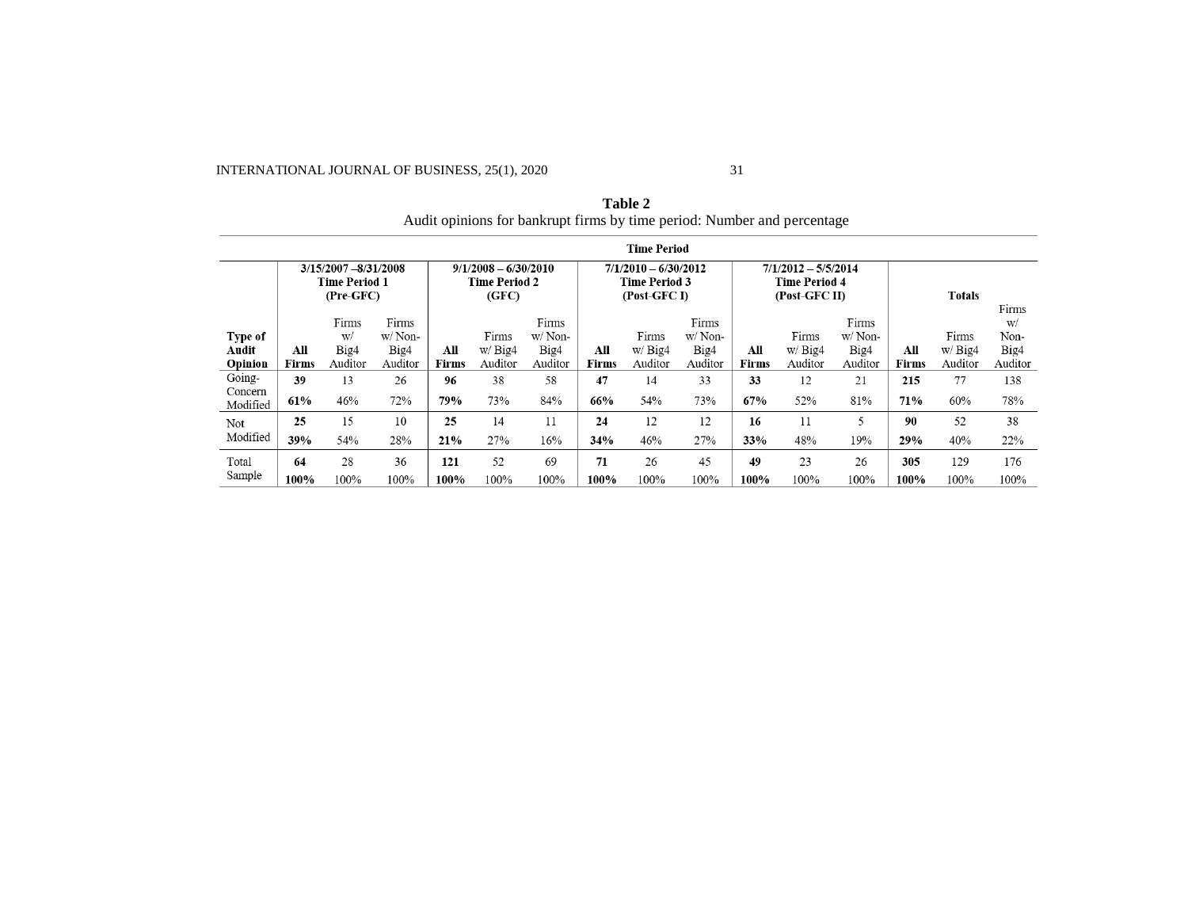**Table 2**
Audit opinions for bankrupt firms by time period: Number and percentage

| | Time Period | | | | | | | | | | | | | | |
|---|---|---|---|---|---|---|---|---|---|---|---|---|---|---|---|
| | 3/15/2007 –8/31/2008 Time Period 1 (Pre-GFC) | | | 9/1/2008 – 6/30/2010 Time Period 2 (GFC) | | | 7/1/2010 – 6/30/2012 Time Period 3 (Post-GFC I) | | | 7/1/2012 – 5/5/2014 Time Period 4 (Post-GFC II) | | | Totals | | |
| **Type of Audit Opinion** | **All Firms** | Firms w/ Big4 Auditor | Firms w/ Non-Big4 Auditor | **All Firms** | Firms w/ Big4 Auditor | Firms w/ Non-Big4 Auditor | **All Firms** | Firms w/ Big4 Auditor | Firms w/ Non-Big4 Auditor | **All Firms** | Firms w/ Big4 Auditor | Firms w/ Non-Big4 Auditor | **All Firms** | Firms w/ Big4 Auditor | Firms w/ Non-Big4 Auditor |
| Going-Concern Modified | **39** | 13 | 26 | **96** | 38 | 58 | **47** | 14 | 33 | **33** | 12 | 21 | **215** | 77 | 138 |
| | **61%** | 46% | 72% | **79%** | 73% | 84% | **66%** | 54% | 73% | **67%** | 52% | 81% | **71%** | 60% | 78% |
| Not Modified | **25** | 15 | 10 | **25** | 14 | 11 | **24** | 12 | 12 | **16** | 11 | 5 | **90** | 52 | 38 |
| | **39%** | 54% | 28% | **21%** | 27% | 16% | **34%** | 46% | 27% | **33%** | 48% | 19% | **29%** | 40% | 22% |
| Total Sample | **64** | 28 | 36 | **121** | 52 | 69 | **71** | 26 | 45 | **49** | 23 | 26 | **305** | 129 | 176 |
| | **100%** | 100% | 100% | **100%** | 100% | 100% | **100%** | 100% | 100% | **100%** | 100% | 100% | **100%** | 100% | 100% |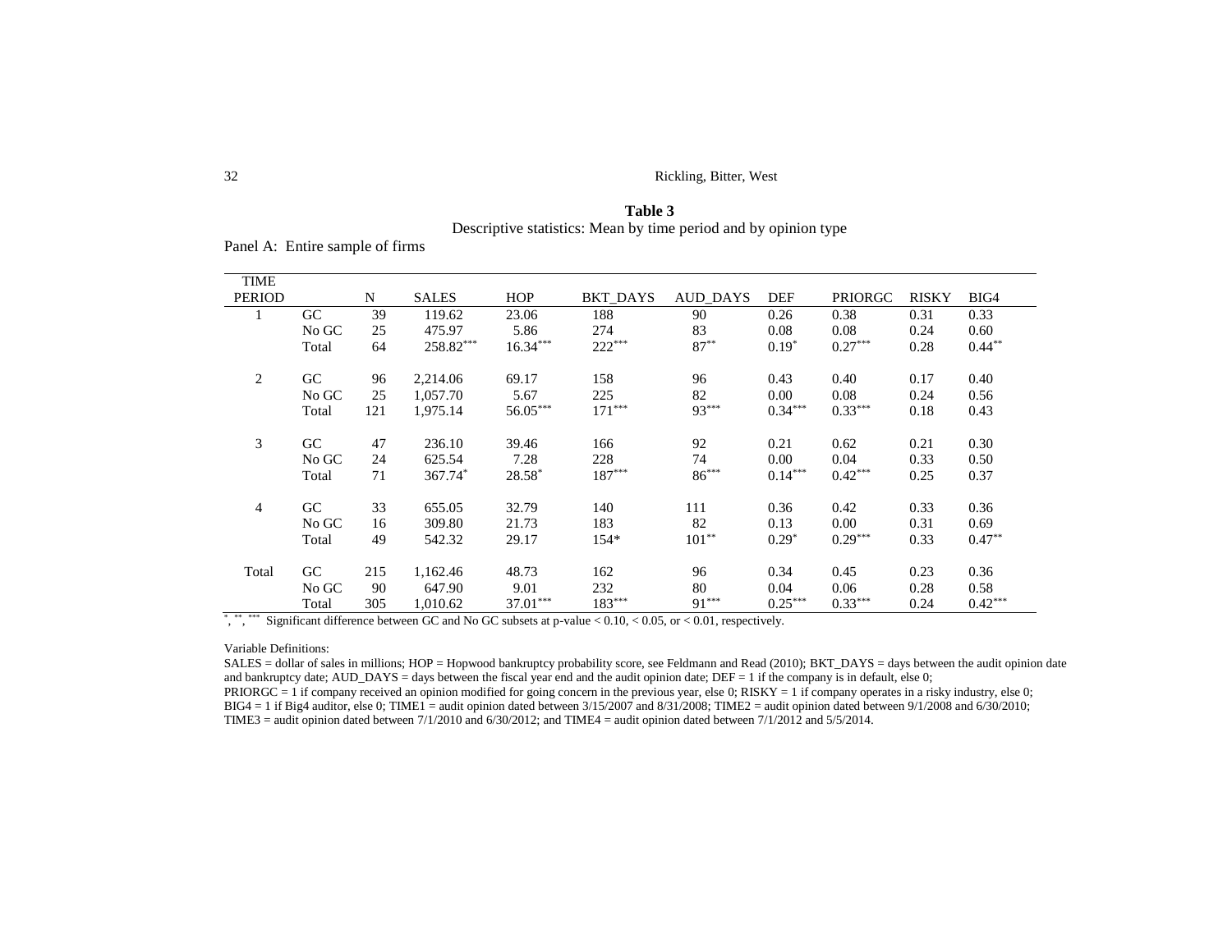**Table 3**

Descriptive statistics: Mean by time period and by opinion type

Panel A: Entire sample of firms

| TIME PERIOD | | N | SALES | HOP | BKT_DAYS | AUD_DAYS | DEF | PRIORGC | RISKY | BIG4 |
|---|---|---|---|---|---|---|---|---|---|---|
| 1 | GC | 39 | 119.62 | 23.06 | 188 | 90 | 0.26 | 0.38 | 0.31 | 0.33 |
| | No GC | 25 | 475.97 | 5.86 | 274 | 83 | 0.08 | 0.08 | 0.24 | 0.60 |
| | Total | 64 | 258.82*** | 16.34*** | 222*** | 87** | 0.19* | 0.27*** | 0.28 | 0.44** |
| 2 | GC | 96 | 2,214.06 | 69.17 | 158 | 96 | 0.43 | 0.40 | 0.17 | 0.40 |
| | No GC | 25 | 1,057.70 | 5.67 | 225 | 82 | 0.00 | 0.08 | 0.24 | 0.56 |
| | Total | 121 | 1,975.14 | 56.05*** | 171*** | 93*** | 0.34*** | 0.33*** | 0.18 | 0.43 |
| 3 | GC | 47 | 236.10 | 39.46 | 166 | 92 | 0.21 | 0.62 | 0.21 | 0.30 |
| | No GC | 24 | 625.54 | 7.28 | 228 | 74 | 0.00 | 0.04 | 0.33 | 0.50 |
| | Total | 71 | 367.74* | 28.58* | 187*** | 86*** | 0.14*** | 0.42*** | 0.25 | 0.37 |
| 4 | GC | 33 | 655.05 | 32.79 | 140 | 111 | 0.36 | 0.42 | 0.33 | 0.36 |
| | No GC | 16 | 309.80 | 21.73 | 183 | 82 | 0.13 | 0.00 | 0.31 | 0.69 |
| | Total | 49 | 542.32 | 29.17 | 154* | 101** | 0.29* | 0.29*** | 0.33 | 0.47** |
| Total | GC | 215 | 1,162.46 | 48.73 | 162 | 96 | 0.34 | 0.45 | 0.23 | 0.36 |
| | No GC | 90 | 647.90 | 9.01 | 232 | 80 | 0.04 | 0.06 | 0.28 | 0.58 |
| | Total | 305 | 1,010.62 | 37.01*** | 183*** | 91*** | 0.25*** | 0.33*** | 0.24 | 0.42*** |

*, **, *** Significant difference between GC and No GC subsets at p-value < 0.10, < 0.05, or < 0.01, respectively.

Variable Definitions:

SALES = dollar of sales in millions; HOP = Hopwood bankruptcy probability score, see Feldmann and Read (2010); BKT_DAYS = days between the audit opinion date and bankruptcy date; AUD_DAYS = days between the fiscal year end and the audit opinion date; DEF = 1 if the company is in default, else 0; PRIORGC = 1 if company received an opinion modified for going concern in the previous year, else 0; RISKY = 1 if company operates in a risky industry, else 0; BIG4 = 1 if Big4 auditor, else 0; TIME1 = audit opinion dated between 3/15/2007 and 8/31/2008; TIME2 = audit opinion dated between 9/1/2008 and 6/30/2010; TIME3 = audit opinion dated between 7/1/2010 and 6/30/2012; and TIME4 = audit opinion dated between 7/1/2012 and 5/5/2014.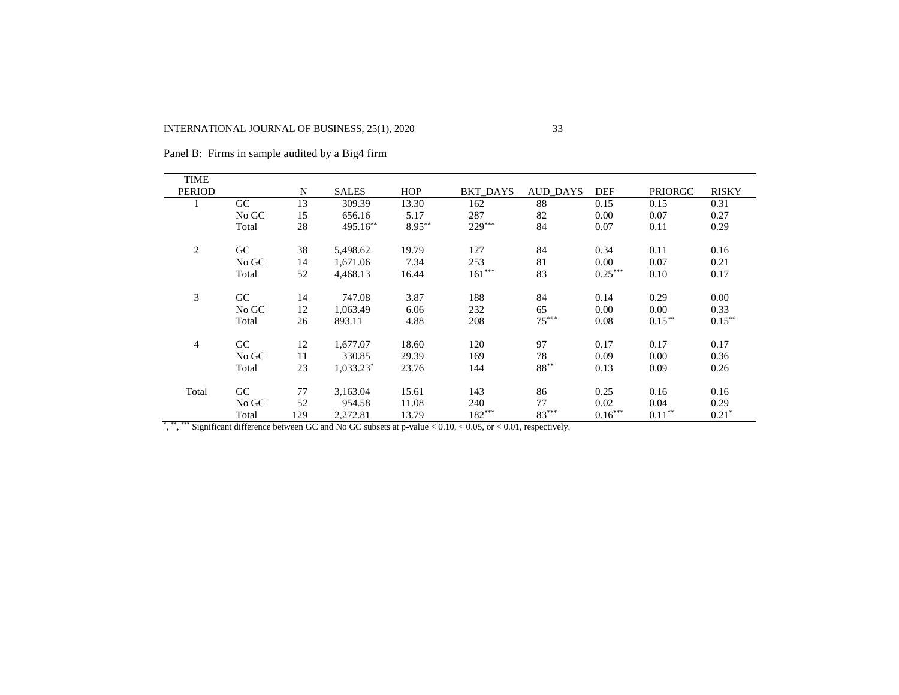Panel B: Firms in sample audited by a Big4 firm

| TIME PERIOD | | N | SALES | HOP | BKT_DAYS | AUD_DAYS | DEF | PRIORGC | RISKY |
|---|---|---|---|---|---|---|---|---|---|
| 1 | GC | 13 | 309.39 | 13.30 | 162 | 88 | 0.15 | 0.15 | 0.31 |
| | No GC | 15 | 656.16 | 5.17 | 287 | 82 | 0.00 | 0.07 | 0.27 |
| | Total | 28 | 495.16** | 8.95** | 229*** | 84 | 0.07 | 0.11 | 0.29 |
| 2 | GC | 38 | 5,498.62 | 19.79 | 127 | 84 | 0.34 | 0.11 | 0.16 |
| | No GC | 14 | 1,671.06 | 7.34 | 253 | 81 | 0.00 | 0.07 | 0.21 |
| | Total | 52 | 4,468.13 | 16.44 | 161*** | 83 | 0.25*** | 0.10 | 0.17 |
| 3 | GC | 14 | 747.08 | 3.87 | 188 | 84 | 0.14 | 0.29 | 0.00 |
| | No GC | 12 | 1,063.49 | 6.06 | 232 | 65 | 0.00 | 0.00 | 0.33 |
| | Total | 26 | 893.11 | 4.88 | 208 | 75*** | 0.08 | 0.15** | 0.15** |
| 4 | GC | 12 | 1,677.07 | 18.60 | 120 | 97 | 0.17 | 0.17 | 0.17 |
| | No GC | 11 | 330.85 | 29.39 | 169 | 78 | 0.09 | 0.00 | 0.36 |
| | Total | 23 | 1,033.23* | 23.76 | 144 | 88** | 0.13 | 0.09 | 0.26 |
| Total | GC | 77 | 3,163.04 | 15.61 | 143 | 86 | 0.25 | 0.16 | 0.16 |
| | No GC | 52 | 954.58 | 11.08 | 240 | 77 | 0.02 | 0.04 | 0.29 |
| | Total | 129 | 2,272.81 | 13.79 | 182*** | 83*** | 0.16*** | 0.11** | 0.21* |

*, **, *** Significant difference between GC and No GC subsets at p-value $< 0.10$, $< 0.05$, or $< 0.01$, respectively.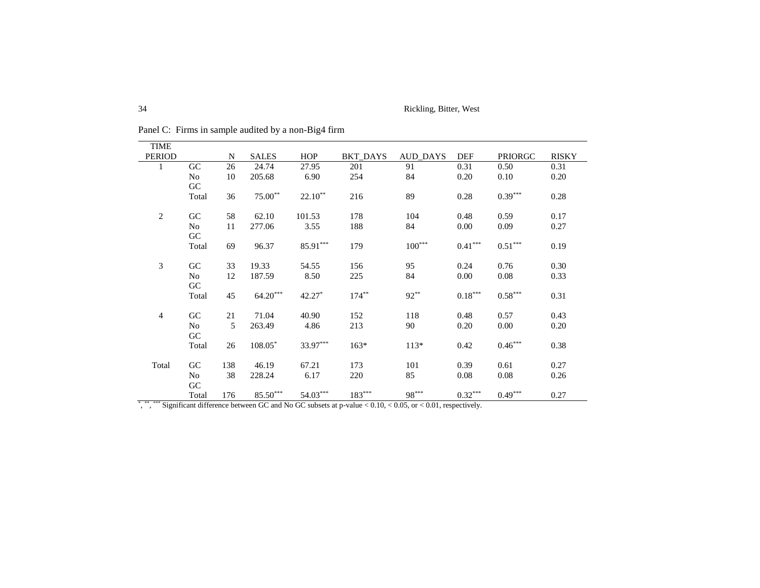Panel C: Firms in sample audited by a non-Big4 firm

| TIME PERIOD | | N | SALES | HOP | BKT_DAYS | AUD_DAYS | DEF | PRIORGC | RISKY |
|---|---|---|---|---|---|---|---|---|---|
| 1 | GC | 26 | 24.74 | 27.95 | 201 | 91 | 0.31 | 0.50 | 0.31 |
| | No GC | 10 | 205.68 | 6.90 | 254 | 84 | 0.20 | 0.10 | 0.20 |
| | Total | 36 | 75.00** | 22.10** | 216 | 89 | 0.28 | 0.39*** | 0.28 |
| 2 | GC | 58 | 62.10 | 101.53 | 178 | 104 | 0.48 | 0.59 | 0.17 |
| | No GC | 11 | 277.06 | 3.55 | 188 | 84 | 0.00 | 0.09 | 0.27 |
| | Total | 69 | 96.37 | 85.91*** | 179 | 100*** | 0.41*** | 0.51*** | 0.19 |
| 3 | GC | 33 | 19.33 | 54.55 | 156 | 95 | 0.24 | 0.76 | 0.30 |
| | No GC | 12 | 187.59 | 8.50 | 225 | 84 | 0.00 | 0.08 | 0.33 |
| | Total | 45 | 64.20*** | 42.27* | 174** | 92** | 0.18*** | 0.58*** | 0.31 |
| 4 | GC | 21 | 71.04 | 40.90 | 152 | 118 | 0.48 | 0.57 | 0.43 |
| | No GC | 5 | 263.49 | 4.86 | 213 | 90 | 0.20 | 0.00 | 0.20 |
| | Total | 26 | 108.05* | 33.97*** | 163* | 113* | 0.42 | 0.46*** | 0.38 |
| Total | GC | 138 | 46.19 | 67.21 | 173 | 101 | 0.39 | 0.61 | 0.27 |
| | No GC | 38 | 228.24 | 6.17 | 220 | 85 | 0.08 | 0.08 | 0.26 |
| | Total | 176 | 85.50*** | 54.03*** | 183*** | 98*** | 0.32*** | 0.49*** | 0.27 |

*, **, *** Significant difference between GC and No GC subsets at p-value < 0.10, < 0.05, or < 0.01, respectively.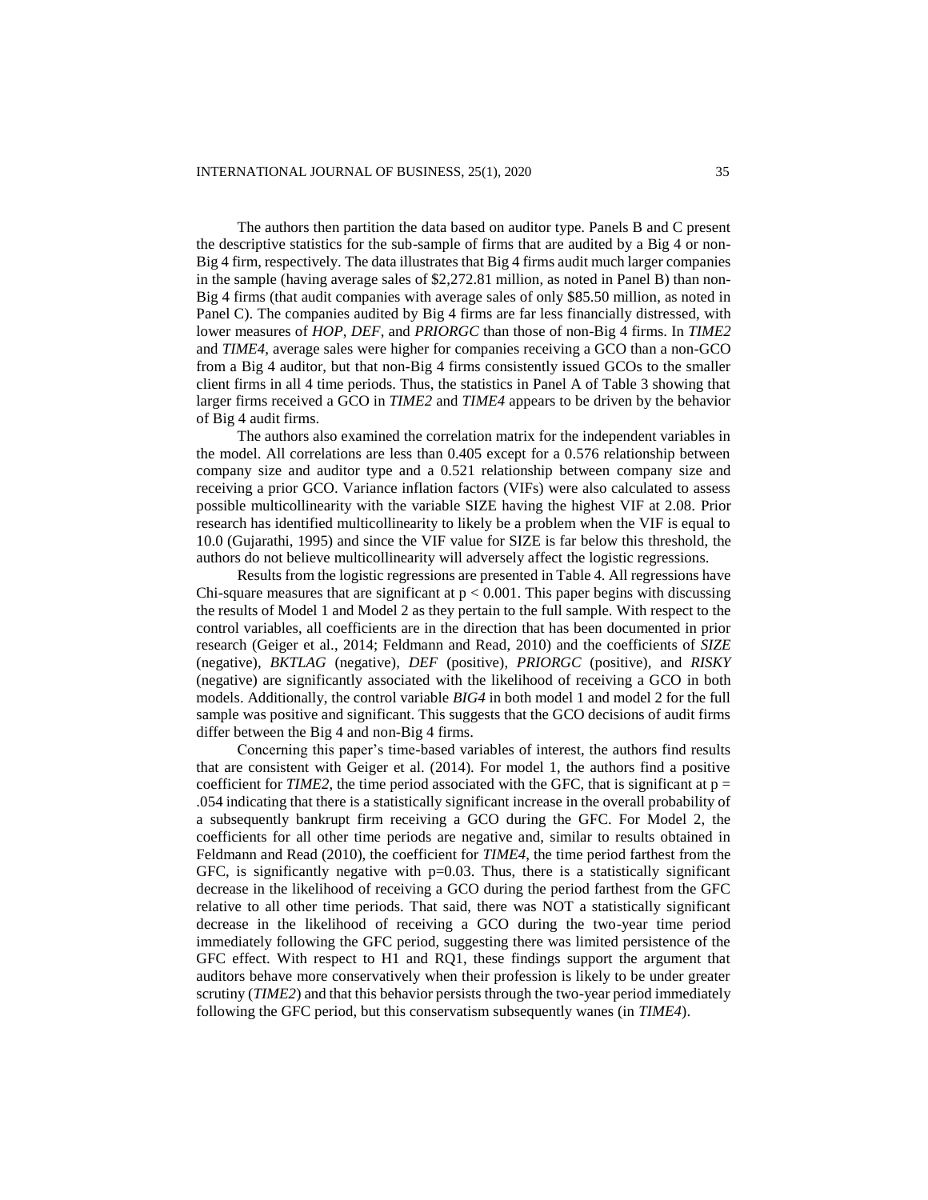The authors then partition the data based on auditor type. Panels B and C present the descriptive statistics for the sub-sample of firms that are audited by a Big 4 or non-Big 4 firm, respectively. The data illustrates that Big 4 firms audit much larger companies in the sample (having average sales of $2,272.81 million, as noted in Panel B) than non-Big 4 firms (that audit companies with average sales of only $85.50 million, as noted in Panel C). The companies audited by Big 4 firms are far less financially distressed, with lower measures of *HOP*, *DEF*, and *PRIORGC* than those of non-Big 4 firms. In *TIME2* and *TIME4*, average sales were higher for companies receiving a GCO than a non-GCO from a Big 4 auditor, but that non-Big 4 firms consistently issued GCOs to the smaller client firms in all 4 time periods. Thus, the statistics in Panel A of Table 3 showing that larger firms received a GCO in *TIME2* and *TIME4* appears to be driven by the behavior of Big 4 audit firms.

The authors also examined the correlation matrix for the independent variables in the model. All correlations are less than 0.405 except for a 0.576 relationship between company size and auditor type and a 0.521 relationship between company size and receiving a prior GCO. Variance inflation factors (VIFs) were also calculated to assess possible multicollinearity with the variable SIZE having the highest VIF at 2.08. Prior research has identified multicollinearity to likely be a problem when the VIF is equal to 10.0 (Gujarathi, 1995) and since the VIF value for SIZE is far below this threshold, the authors do not believe multicollinearity will adversely affect the logistic regressions.

Results from the logistic regressions are presented in Table 4. All regressions have Chi-square measures that are significant at $p < 0.001$. This paper begins with discussing the results of Model 1 and Model 2 as they pertain to the full sample. With respect to the control variables, all coefficients are in the direction that has been documented in prior research (Geiger et al., 2014; Feldmann and Read, 2010) and the coefficients of *SIZE* (negative), *BKTLAG* (negative), *DEF* (positive), *PRIORGC* (positive), and *RISKY* (negative) are significantly associated with the likelihood of receiving a GCO in both models. Additionally, the control variable *BIG4* in both model 1 and model 2 for the full sample was positive and significant. This suggests that the GCO decisions of audit firms differ between the Big 4 and non-Big 4 firms.

Concerning this paper's time-based variables of interest, the authors find results that are consistent with Geiger et al. (2014). For model 1, the authors find a positive coefficient for *TIME2*, the time period associated with the GFC, that is significant at $p = .054$ indicating that there is a statistically significant increase in the overall probability of a subsequently bankrupt firm receiving a GCO during the GFC. For Model 2, the coefficients for all other time periods are negative and, similar to results obtained in Feldmann and Read (2010), the coefficient for *TIME4*, the time period farthest from the GFC, is significantly negative with $p=0.03$. Thus, there is a statistically significant decrease in the likelihood of receiving a GCO during the period farthest from the GFC relative to all other time periods. That said, there was NOT a statistically significant decrease in the likelihood of receiving a GCO during the two-year time period immediately following the GFC period, suggesting there was limited persistence of the GFC effect. With respect to H1 and RQ1, these findings support the argument that auditors behave more conservatively when their profession is likely to be under greater scrutiny (*TIME2*) and that this behavior persists through the two-year period immediately following the GFC period, but this conservatism subsequently wanes (in *TIME4*).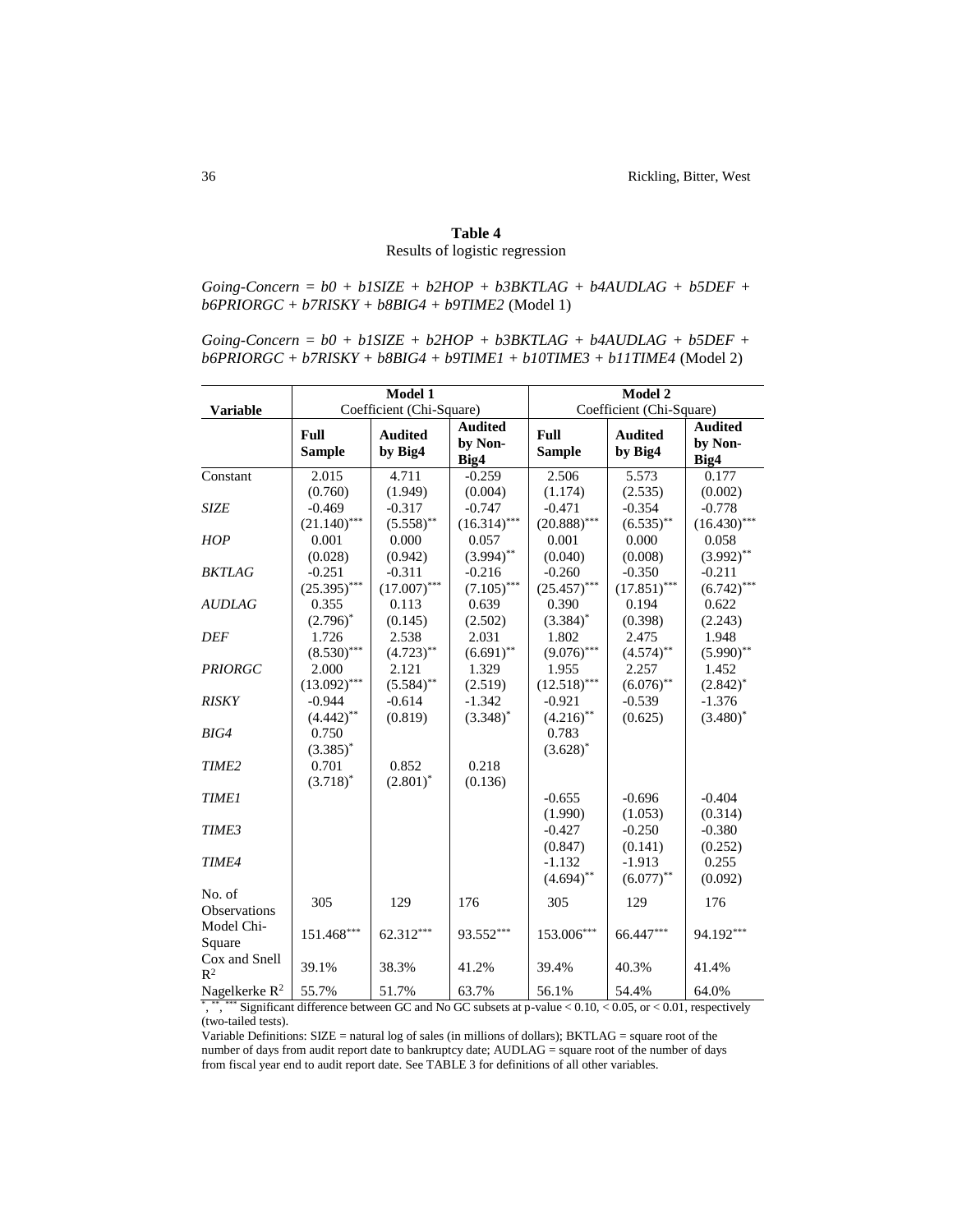**Table 4**
Results of logistic regression

*Going-Concern = b0 + b1SIZE + b2HOP + b3BKTLAG + b4AUDLAG + b5DEF + b6PRIORGC + b7RISKY + b8BIG4 + b9TIME2* (Model 1)

*Going-Concern = b0 + b1SIZE + b2HOP + b3BKTLAG + b4AUDLAG + b5DEF + b6PRIORGC + b7RISKY + b8BIG4 + b9TIME1 + b10TIME3 + b11TIME4* (Model 2)

| Variable | Model 1 Coefficient (Chi-Square) | | | Model 2 Coefficient (Chi-Square) | | |
|---|---|---|---|---|---|---|
| | **Full Sample** | **Audited by Big4** | **Audited by Non-Big4** | **Full Sample** | **Audited by Big4** | **Audited by Non-Big4** |
| Constant | 2.015 | 4.711 | -0.259 | 2.506 | 5.573 | 0.177 |
| | (0.760) | (1.949) | (0.004) | (1.174) | (2.535) | (0.002) |
| *SIZE* | -0.469 | -0.317 | -0.747 | -0.471 | -0.354 | -0.778 |
| | $(21.140)^{***}$ | $(5.558)^{**}$ | $(16.314)^{***}$ | $(20.888)^{***}$ | $(6.535)^{**}$ | $(16.430)^{***}$ |
| *HOP* | 0.001 | 0.000 | 0.057 | 0.001 | 0.000 | 0.058 |
| | (0.028) | (0.942) | $(3.994)^{**}$ | (0.040) | (0.008) | $(3.992)^{**}$ |
| *BKTLAG* | -0.251 | -0.311 | -0.216 | -0.260 | -0.350 | -0.211 |
| | $(25.395)^{***}$ | $(17.007)^{***}$ | $(7.105)^{***}$ | $(25.457)^{***}$ | $(17.851)^{***}$ | $(6.742)^{***}$ |
| *AUDLAG* | 0.355 | 0.113 | 0.639 | 0.390 | 0.194 | 0.622 |
| | $(2.796)^{*}$ | (0.145) | (2.502) | $(3.384)^{*}$ | (0.398) | (2.243) |
| *DEF* | 1.726 | 2.538 | 2.031 | 1.802 | 2.475 | 1.948 |
| | $(8.530)^{***}$ | $(4.723)^{**}$ | $(6.691)^{**}$ | $(9.076)^{***}$ | $(4.574)^{**}$ | $(5.990)^{**}$ |
| *PRIORGC* | 2.000 | 2.121 | 1.329 | 1.955 | 2.257 | 1.452 |
| | $(13.092)^{***}$ | $(5.584)^{**}$ | (2.519) | $(12.518)^{***}$ | $(6.076)^{**}$ | $(2.842)^{*}$ |
| *RISKY* | -0.944 | -0.614 | -1.342 | -0.921 | -0.539 | -1.376 |
| | $(4.442)^{**}$ | (0.819) | $(3.348)^{*}$ | $(4.216)^{**}$ | (0.625) | $(3.480)^{*}$ |
| *BIG4* | 0.750 | | | 0.783 | | |
| | $(3.385)^{*}$ | | | $(3.628)^{*}$ | | |
| *TIME2* | 0.701 | 0.852 | 0.218 | | | |
| | $(3.718)^{*}$ | $(2.801)^{*}$ | (0.136) | | | |
| *TIME1* | | | | -0.655 | -0.696 | -0.404 |
| | | | | (1.990) | (1.053) | (0.314) |
| *TIME3* | | | | -0.427 | -0.250 | -0.380 |
| | | | | (0.847) | (0.141) | (0.252) |
| *TIME4* | | | | -1.132 | -1.913 | 0.255 |
| | | | | $(4.694)^{**}$ | $(6.077)^{**}$ | (0.092) |
| No. of Observations | 305 | 129 | 176 | 305 | 129 | 176 |
| Model Chi-Square | $151.468^{***}$ | $62.312^{***}$ | $93.552^{***}$ | $153.006^{***}$ | $66.447^{***}$ | $94.192^{***}$ |
| Cox and Snell $R^2$ | 39.1% | 38.3% | 41.2% | 39.4% | 40.3% | 41.4% |
| Nagelkerke $R^2$ | 55.7% | 51.7% | 63.7% | 56.1% | 54.4% | 64.0% |

*, **, *** Significant difference between GC and No GC subsets at p-value < 0.10, < 0.05, or < 0.01, respectively (two-tailed tests).

Variable Definitions: SIZE = natural log of sales (in millions of dollars); BKTLAG = square root of the number of days from audit report date to bankruptcy date; AUDLAG = square root of the number of days from fiscal year end to audit report date. See TABLE 3 for definitions of all other variables.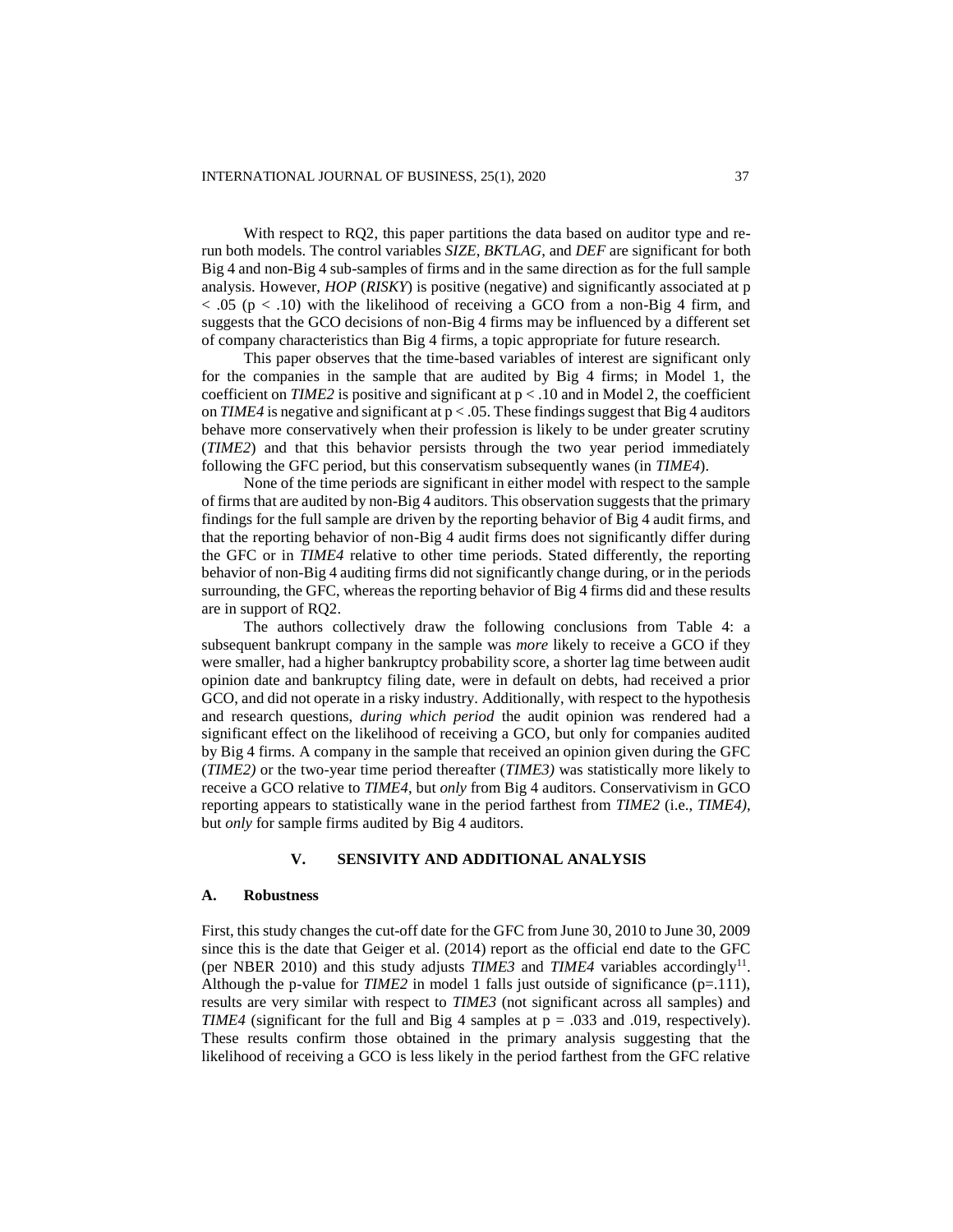With respect to RQ2, this paper partitions the data based on auditor type and re-run both models. The control variables *SIZE*, *BKTLAG*, and *DEF* are significant for both Big 4 and non-Big 4 sub-samples of firms and in the same direction as for the full sample analysis. However, *HOP* (*RISKY*) is positive (negative) and significantly associated at $p < .05$ ($p < .10$) with the likelihood of receiving a GCO from a non-Big 4 firm, and suggests that the GCO decisions of non-Big 4 firms may be influenced by a different set of company characteristics than Big 4 firms, a topic appropriate for future research.

This paper observes that the time-based variables of interest are significant only for the companies in the sample that are audited by Big 4 firms; in Model 1, the coefficient on *TIME2* is positive and significant at $p < .10$ and in Model 2, the coefficient on *TIME4* is negative and significant at $p < .05$. These findings suggest that Big 4 auditors behave more conservatively when their profession is likely to be under greater scrutiny (*TIME2*) and that this behavior persists through the two year period immediately following the GFC period, but this conservatism subsequently wanes (in *TIME4*).

None of the time periods are significant in either model with respect to the sample of firms that are audited by non-Big 4 auditors. This observation suggests that the primary findings for the full sample are driven by the reporting behavior of Big 4 audit firms, and that the reporting behavior of non-Big 4 audit firms does not significantly differ during the GFC or in *TIME4* relative to other time periods. Stated differently, the reporting behavior of non-Big 4 auditing firms did not significantly change during, or in the periods surrounding, the GFC, whereas the reporting behavior of Big 4 firms did and these results are in support of RQ2.

The authors collectively draw the following conclusions from Table 4: a subsequent bankrupt company in the sample was *more* likely to receive a GCO if they were smaller, had a higher bankruptcy probability score, a shorter lag time between audit opinion date and bankruptcy filing date, were in default on debts, had received a prior GCO, and did not operate in a risky industry. Additionally, with respect to the hypothesis and research questions, *during which period* the audit opinion was rendered had a significant effect on the likelihood of receiving a GCO, but only for companies audited by Big 4 firms. A company in the sample that received an opinion given during the GFC (*TIME2)* or the two-year time period thereafter (*TIME3)* was statistically more likely to receive a GCO relative to *TIME4*, but *only* from Big 4 auditors. Conservativism in GCO reporting appears to statistically wane in the period farthest from *TIME2* (i.e., *TIME4)*, but *only* for sample firms audited by Big 4 auditors.

## V. SENSIVITY AND ADDITIONAL ANALYSIS

### A. Robustness

First, this study changes the cut-off date for the GFC from June 30, 2010 to June 30, 2009 since this is the date that Geiger et al. (2014) report as the official end date to the GFC (per NBER 2010) and this study adjusts *TIME3* and *TIME4* variables accordingly[11]. Although the p-value for *TIME2* in model 1 falls just outside of significance ($p=.111$), results are very similar with respect to *TIME3* (not significant across all samples) and *TIME4* (significant for the full and Big 4 samples at $p = .033$ and $.019$, respectively). These results confirm those obtained in the primary analysis suggesting that the likelihood of receiving a GCO is less likely in the period farthest from the GFC relative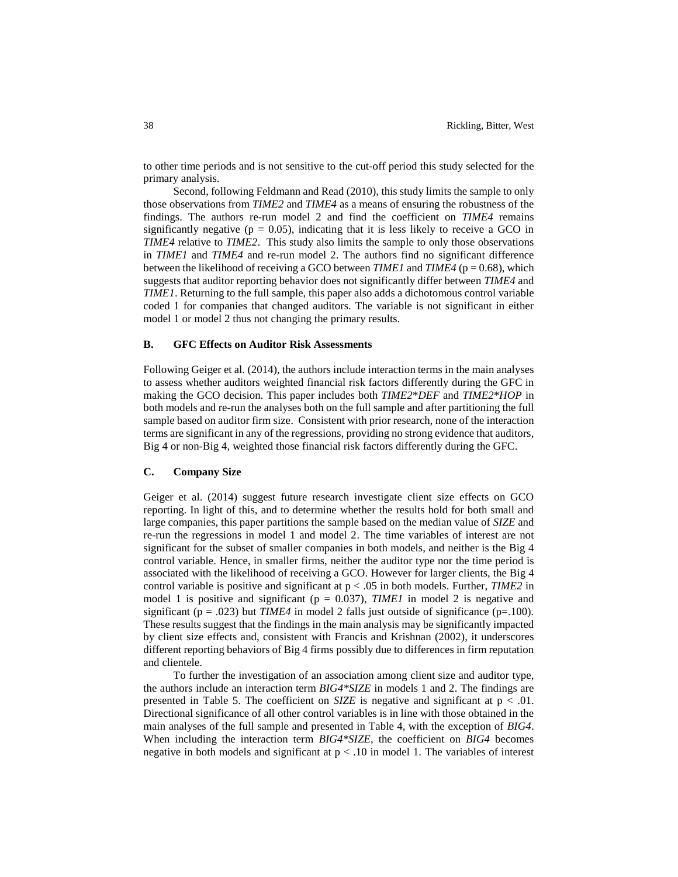to other time periods and is not sensitive to the cut-off period this study selected for the primary analysis.

Second, following Feldmann and Read (2010), this study limits the sample to only those observations from *TIME2* and *TIME4* as a means of ensuring the robustness of the findings. The authors re-run model 2 and find the coefficient on *TIME4* remains significantly negative ($p = 0.05$), indicating that it is less likely to receive a GCO in *TIME4* relative to *TIME2*. This study also limits the sample to only those observations in *TIME1* and *TIME4* and re-run model 2. The authors find no significant difference between the likelihood of receiving a GCO between *TIME1* and *TIME4* ($p = 0.68$), which suggests that auditor reporting behavior does not significantly differ between *TIME4* and *TIME1*. Returning to the full sample, this paper also adds a dichotomous control variable coded 1 for companies that changed auditors. The variable is not significant in either model 1 or model 2 thus not changing the primary results.

## B. GFC Effects on Auditor Risk Assessments

Following Geiger et al. (2014), the authors include interaction terms in the main analyses to assess whether auditors weighted financial risk factors differently during the GFC in making the GCO decision. This paper includes both *TIME2*\**DEF* and *TIME2*\**HOP* in both models and re-run the analyses both on the full sample and after partitioning the full sample based on auditor firm size. Consistent with prior research, none of the interaction terms are significant in any of the regressions, providing no strong evidence that auditors, Big 4 or non-Big 4, weighted those financial risk factors differently during the GFC.

## C. Company Size

Geiger et al. (2014) suggest future research investigate client size effects on GCO reporting. In light of this, and to determine whether the results hold for both small and large companies, this paper partitions the sample based on the median value of *SIZE* and re-run the regressions in model 1 and model 2. The time variables of interest are not significant for the subset of smaller companies in both models, and neither is the Big 4 control variable. Hence, in smaller firms, neither the auditor type nor the time period is associated with the likelihood of receiving a GCO. However for larger clients, the Big 4 control variable is positive and significant at $p < .05$ in both models. Further, *TIME2* in model 1 is positive and significant ($p = 0.037$), *TIME1* in model 2 is negative and significant ($p = .023$) but *TIME4* in model 2 falls just outside of significance ($p=.100$). These results suggest that the findings in the main analysis may be significantly impacted by client size effects and, consistent with Francis and Krishnan (2002), it underscores different reporting behaviors of Big 4 firms possibly due to differences in firm reputation and clientele.

To further the investigation of an association among client size and auditor type, the authors include an interaction term *BIG4\*SIZE* in models 1 and 2. The findings are presented in Table 5. The coefficient on *SIZE* is negative and significant at $p < .01$. Directional significance of all other control variables is in line with those obtained in the main analyses of the full sample and presented in Table 4, with the exception of *BIG4*. When including the interaction term *BIG4\*SIZE*, the coefficient on *BIG4* becomes negative in both models and significant at $p < .10$ in model 1. The variables of interest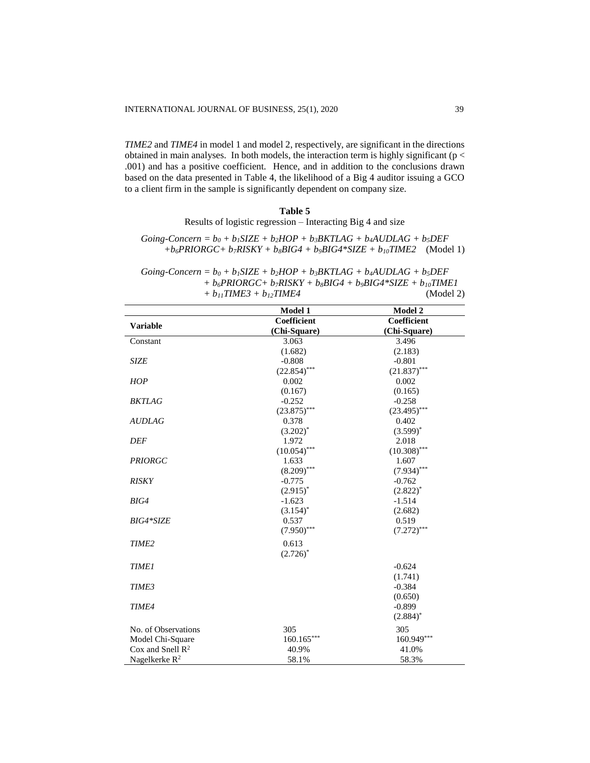*TIME2* and *TIME4* in model 1 and model 2, respectively, are significant in the directions obtained in main analyses. In both models, the interaction term is highly significant ($p < .001$) and has a positive coefficient. Hence, and in addition to the conclusions drawn based on the data presented in Table 4, the likelihood of a Big 4 auditor issuing a GCO to a client firm in the sample is significantly dependent on company size.

**Table 5**

Results of logistic regression – Interacting Big 4 and size

$$Going\text{-}Concern = b_0 + b_1SIZE + b_2HOP + b_3BKTLAG + b_4AUDLAG + b_5DEF + b_6PRIORGC + b_7RISKY + b_8BIG4 + b_9BIG4{*}SIZE + b_{10}TIME2 \quad \text{(Model 1)}$$

$$Going\text{-}Concern = b_0 + b_1SIZE + b_2HOP + b_3BKTLAG + b_4AUDLAG + b_5DEF + b_6PRIORGC + b_7RISKY + b_8BIG4 + b_9BIG4{*}SIZE + b_{10}TIME1 + b_{11}TIME3 + b_{12}TIME4 \quad \text{(Model 2)}$$

| Variable | Model 1 Coefficient (Chi-Square) | Model 2 Coefficient (Chi-Square) |
|---|---|---|
| Constant | 3.063 | 3.496 |
| | (1.682) | (2.183) |
| *SIZE* | -0.808 | -0.801 |
| | (22.854)*** | (21.837)*** |
| *HOP* | 0.002 | 0.002 |
| | (0.167) | (0.165) |
| *BKTLAG* | -0.252 | -0.258 |
| | (23.875)*** | (23.495)*** |
| *AUDLAG* | 0.378 | 0.402 |
| | (3.202)* | (3.599)* |
| *DEF* | 1.972 | 2.018 |
| | (10.054)*** | (10.308)*** |
| *PRIORGC* | 1.633 | 1.607 |
| | (8.209)*** | (7.934)*** |
| *RISKY* | -0.775 | -0.762 |
| | (2.915)* | (2.822)* |
| *BIG4* | -1.623 | -1.514 |
| | (3.154)* | (2.682) |
| *BIG4*SIZE* | 0.537 | 0.519 |
| | (7.950)*** | (7.272)*** |
| *TIME2* | 0.613 | |
| | (2.726)* | |
| *TIME1* | | -0.624 |
| | | (1.741) |
| *TIME3* | | -0.384 |
| | | (0.650) |
| *TIME4* | | -0.899 |
| | | (2.884)* |
| No. of Observations | 305 | 305 |
| Model Chi-Square | 160.165*** | 160.949*** |
| Cox and Snell $R^2$ | 40.9% | 41.0% |
| Nagelkerke $R^2$ | 58.1% | 58.3% |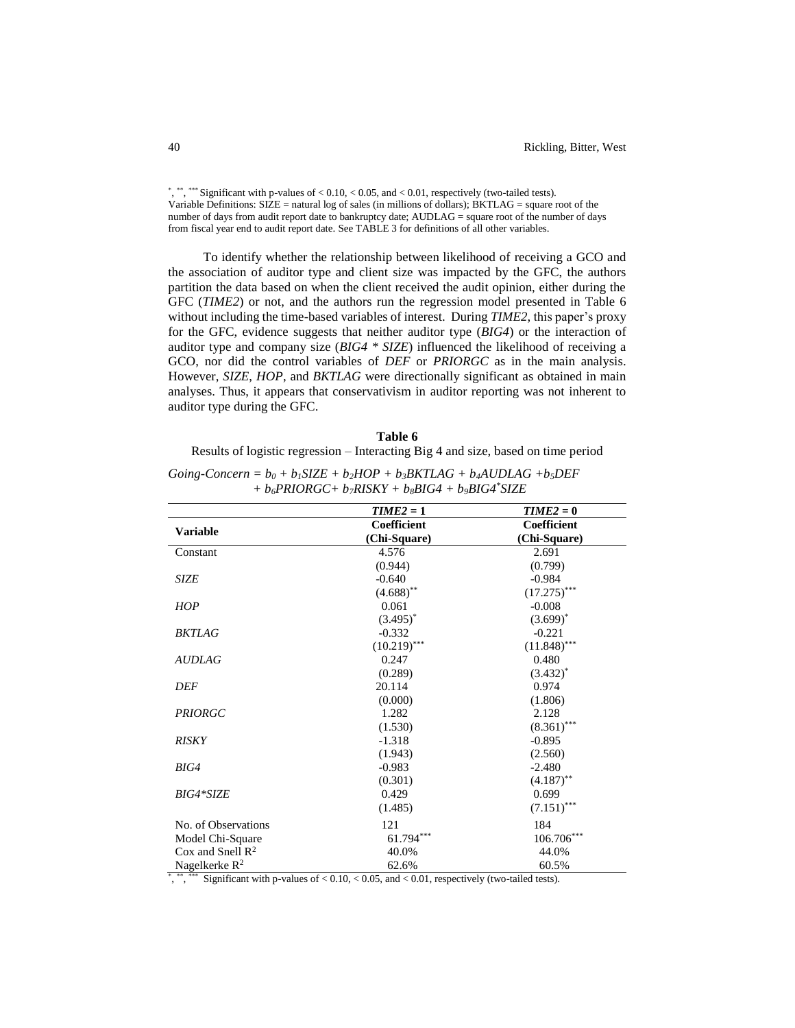$^{*}$, $^{**}$, $^{***}$ Significant with p-values of < 0.10, < 0.05, and < 0.01, respectively (two-tailed tests).
Variable Definitions: SIZE = natural log of sales (in millions of dollars); BKTLAG = square root of the number of days from audit report date to bankruptcy date; AUDLAG = square root of the number of days from fiscal year end to audit report date. See TABLE 3 for definitions of all other variables.

To identify whether the relationship between likelihood of receiving a GCO and the association of auditor type and client size was impacted by the GFC, the authors partition the data based on when the client received the audit opinion, either during the GFC (*TIME2*) or not, and the authors run the regression model presented in Table 6 without including the time-based variables of interest. During *TIME2*, this paper's proxy for the GFC, evidence suggests that neither auditor type (*BIG4*) or the interaction of auditor type and company size (*BIG4 * SIZE*) influenced the likelihood of receiving a GCO, nor did the control variables of *DEF* or *PRIORGC* as in the main analysis. However, *SIZE*, *HOP*, and *BKTLAG* were directionally significant as obtained in main analyses. Thus, it appears that conservativism in auditor reporting was not inherent to auditor type during the GFC.

**Table 6**

Results of logistic regression – Interacting Big 4 and size, based on time period

$$Going\text{-}Concern = b_0 + b_1SIZE + b_2HOP + b_3BKTLAG + b_4AUDLAG + b_5DEF + b_6PRIORGC + b_7RISKY + b_8BIG4 + b_9BIG4^{*}SIZE$$

| Variable | *TIME2* = 1<br>Coefficient<br>(Chi-Square) | *TIME2* = 0<br>Coefficient<br>(Chi-Square) |
|---|---|---|
| Constant | 4.576<br>(0.944) | 2.691<br>(0.799) |
| *SIZE* | -0.640<br>$(4.688)^{**}$ | -0.984<br>$(17.275)^{***}$ |
| *HOP* | 0.061<br>$(3.495)^{*}$ | -0.008<br>$(3.699)^{*}$ |
| *BKTLAG* | -0.332<br>$(10.219)^{***}$ | -0.221<br>$(11.848)^{***}$ |
| *AUDLAG* | 0.247<br>(0.289) | 0.480<br>$(3.432)^{*}$ |
| *DEF* | 20.114<br>(0.000) | 0.974<br>(1.806) |
| *PRIORGC* | 1.282<br>(1.530) | 2.128<br>$(8.361)^{***}$ |
| *RISKY* | -1.318<br>(1.943) | -0.895<br>(2.560) |
| *BIG4* | -0.983<br>(0.301) | -2.480<br>$(4.187)^{**}$ |
| *BIG4*SIZE* | 0.429<br>(1.485) | 0.699<br>$(7.151)^{***}$ |
| No. of Observations | 121 | 184 |
| Model Chi-Square | $61.794^{***}$ | $106.706^{***}$ |
| Cox and Snell $R^2$ | 40.0% | 44.0% |
| Nagelkerke $R^2$ | 62.6% | 60.5% |

$^{*}$, $^{**}$, $^{***}$ Significant with p-values of < 0.10, < 0.05, and < 0.01, respectively (two-tailed tests).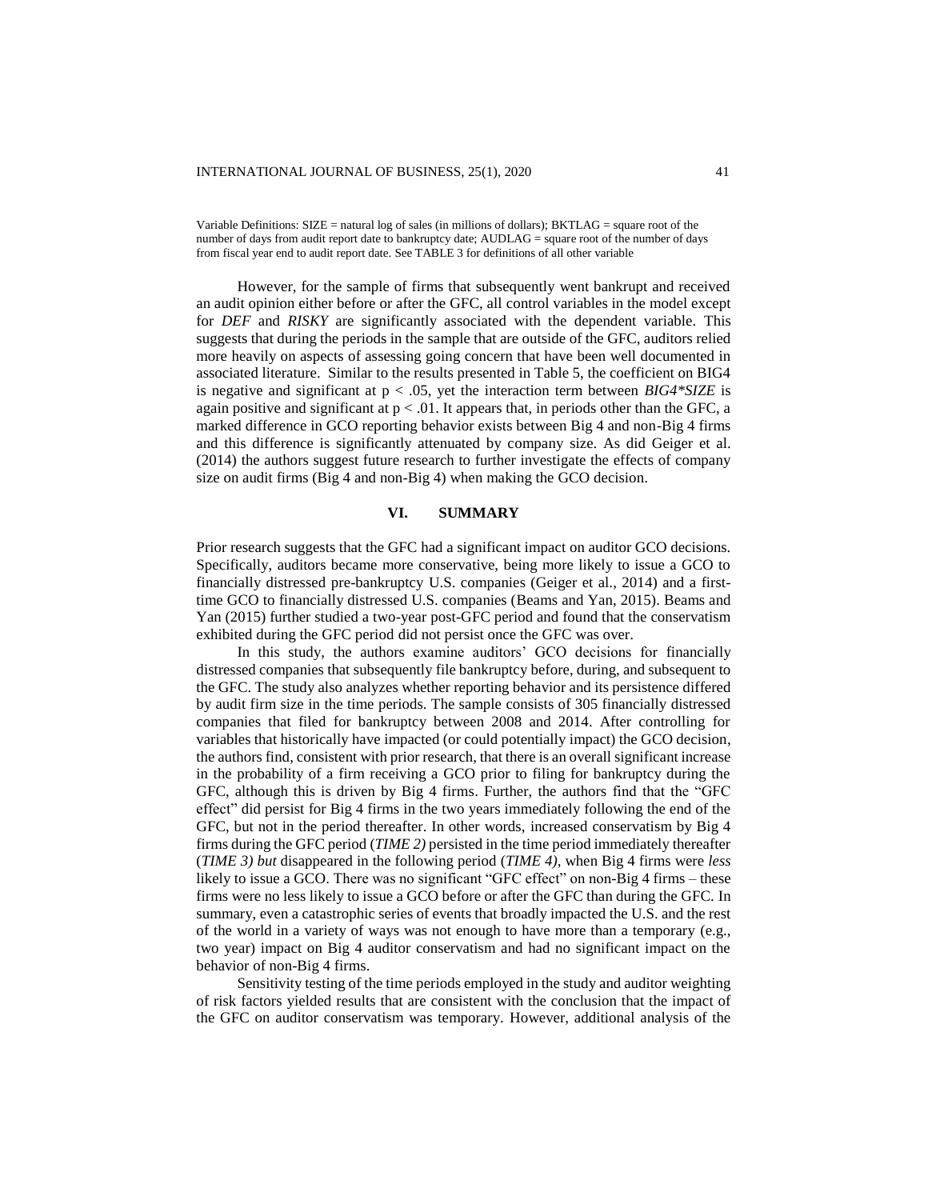Variable Definitions: SIZE = natural log of sales (in millions of dollars); BKTLAG = square root of the number of days from audit report date to bankruptcy date; AUDLAG = square root of the number of days from fiscal year end to audit report date. See TABLE 3 for definitions of all other variable

However, for the sample of firms that subsequently went bankrupt and received an audit opinion either before or after the GFC, all control variables in the model except for *DEF* and *RISKY* are significantly associated with the dependent variable. This suggests that during the periods in the sample that are outside of the GFC, auditors relied more heavily on aspects of assessing going concern that have been well documented in associated literature. Similar to the results presented in Table 5, the coefficient on BIG4 is negative and significant at $p < .05$, yet the interaction term between *BIG4\*SIZE* is again positive and significant at $p < .01$. It appears that, in periods other than the GFC, a marked difference in GCO reporting behavior exists between Big 4 and non-Big 4 firms and this difference is significantly attenuated by company size. As did Geiger et al. (2014) the authors suggest future research to further investigate the effects of company size on audit firms (Big 4 and non-Big 4) when making the GCO decision.

## VI. SUMMARY

Prior research suggests that the GFC had a significant impact on auditor GCO decisions. Specifically, auditors became more conservative, being more likely to issue a GCO to financially distressed pre-bankruptcy U.S. companies (Geiger et al., 2014) and a first-time GCO to financially distressed U.S. companies (Beams and Yan, 2015). Beams and Yan (2015) further studied a two-year post-GFC period and found that the conservatism exhibited during the GFC period did not persist once the GFC was over.

In this study, the authors examine auditors' GCO decisions for financially distressed companies that subsequently file bankruptcy before, during, and subsequent to the GFC. The study also analyzes whether reporting behavior and its persistence differed by audit firm size in the time periods. The sample consists of 305 financially distressed companies that filed for bankruptcy between 2008 and 2014. After controlling for variables that historically have impacted (or could potentially impact) the GCO decision, the authors find, consistent with prior research, that there is an overall significant increase in the probability of a firm receiving a GCO prior to filing for bankruptcy during the GFC, although this is driven by Big 4 firms. Further, the authors find that the "GFC effect" did persist for Big 4 firms in the two years immediately following the end of the GFC, but not in the period thereafter. In other words, increased conservatism by Big 4 firms during the GFC period (*TIME 2)* persisted in the time period immediately thereafter (*TIME 3) but* disappeared in the following period (*TIME 4)*, when Big 4 firms were *less* likely to issue a GCO. There was no significant "GFC effect" on non-Big 4 firms – these firms were no less likely to issue a GCO before or after the GFC than during the GFC. In summary, even a catastrophic series of events that broadly impacted the U.S. and the rest of the world in a variety of ways was not enough to have more than a temporary (e.g., two year) impact on Big 4 auditor conservatism and had no significant impact on the behavior of non-Big 4 firms.

Sensitivity testing of the time periods employed in the study and auditor weighting of risk factors yielded results that are consistent with the conclusion that the impact of the GFC on auditor conservatism was temporary. However, additional analysis of the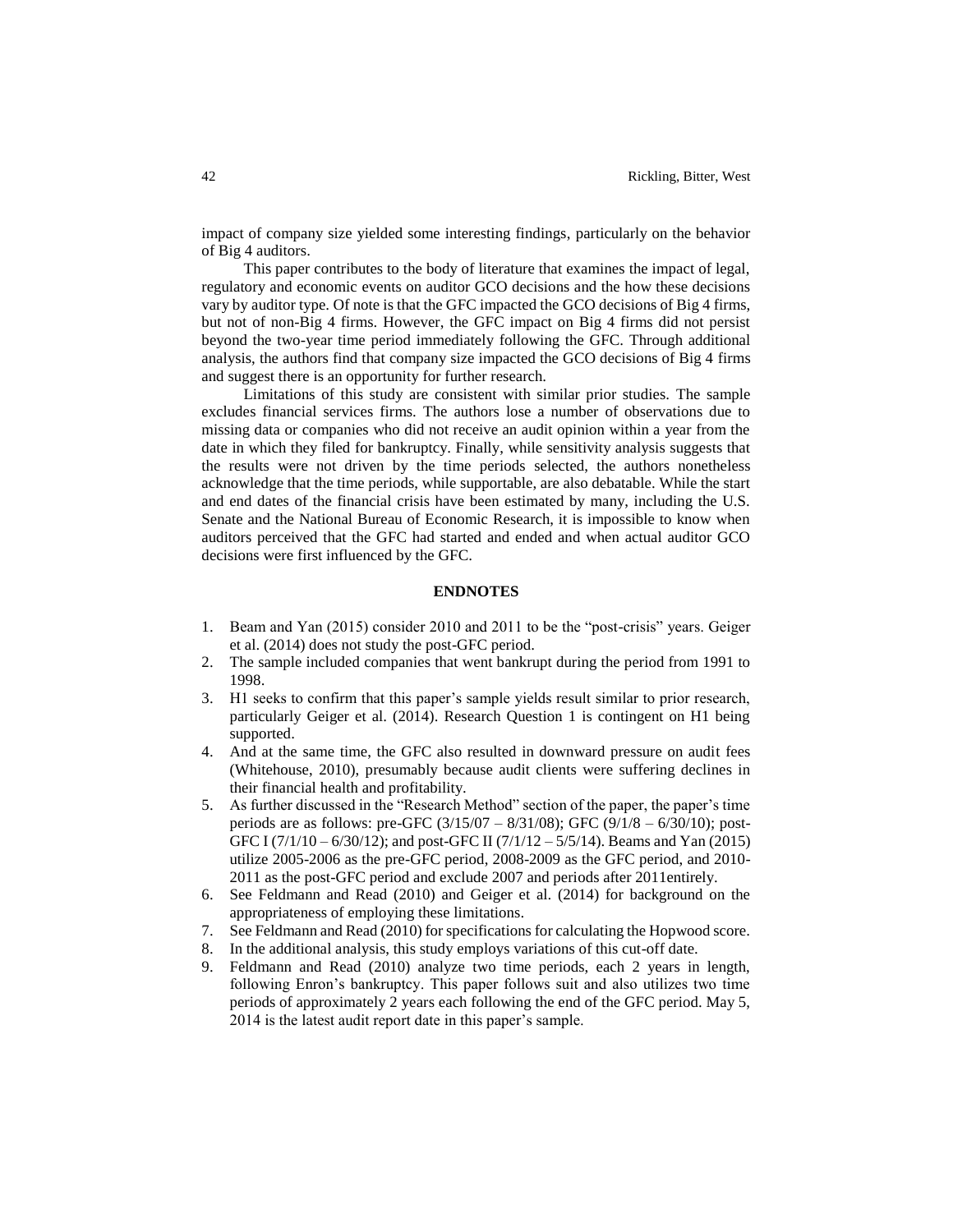impact of company size yielded some interesting findings, particularly on the behavior of Big 4 auditors.

This paper contributes to the body of literature that examines the impact of legal, regulatory and economic events on auditor GCO decisions and the how these decisions vary by auditor type. Of note is that the GFC impacted the GCO decisions of Big 4 firms, but not of non-Big 4 firms. However, the GFC impact on Big 4 firms did not persist beyond the two-year time period immediately following the GFC. Through additional analysis, the authors find that company size impacted the GCO decisions of Big 4 firms and suggest there is an opportunity for further research.

Limitations of this study are consistent with similar prior studies. The sample excludes financial services firms. The authors lose a number of observations due to missing data or companies who did not receive an audit opinion within a year from the date in which they filed for bankruptcy. Finally, while sensitivity analysis suggests that the results were not driven by the time periods selected, the authors nonetheless acknowledge that the time periods, while supportable, are also debatable. While the start and end dates of the financial crisis have been estimated by many, including the U.S. Senate and the National Bureau of Economic Research, it is impossible to know when auditors perceived that the GFC had started and ended and when actual auditor GCO decisions were first influenced by the GFC.

## ENDNOTES

1. Beam and Yan (2015) consider 2010 and 2011 to be the "post-crisis" years. Geiger et al. (2014) does not study the post-GFC period.
2. The sample included companies that went bankrupt during the period from 1991 to 1998.
3. H1 seeks to confirm that this paper's sample yields result similar to prior research, particularly Geiger et al. (2014). Research Question 1 is contingent on H1 being supported.
4. And at the same time, the GFC also resulted in downward pressure on audit fees (Whitehouse, 2010), presumably because audit clients were suffering declines in their financial health and profitability.
5. As further discussed in the "Research Method" section of the paper, the paper's time periods are as follows: pre-GFC (3/15/07 – 8/31/08); GFC (9/1/8 – 6/30/10); post-GFC I (7/1/10 – 6/30/12); and post-GFC II (7/1/12 – 5/5/14). Beams and Yan (2015) utilize 2005-2006 as the pre-GFC period, 2008-2009 as the GFC period, and 2010-2011 as the post-GFC period and exclude 2007 and periods after 2011entirely.
6. See Feldmann and Read (2010) and Geiger et al. (2014) for background on the appropriateness of employing these limitations.
7. See Feldmann and Read (2010) for specifications for calculating the Hopwood score.
8. In the additional analysis, this study employs variations of this cut-off date.
9. Feldmann and Read (2010) analyze two time periods, each 2 years in length, following Enron's bankruptcy. This paper follows suit and also utilizes two time periods of approximately 2 years each following the end of the GFC period. May 5, 2014 is the latest audit report date in this paper's sample.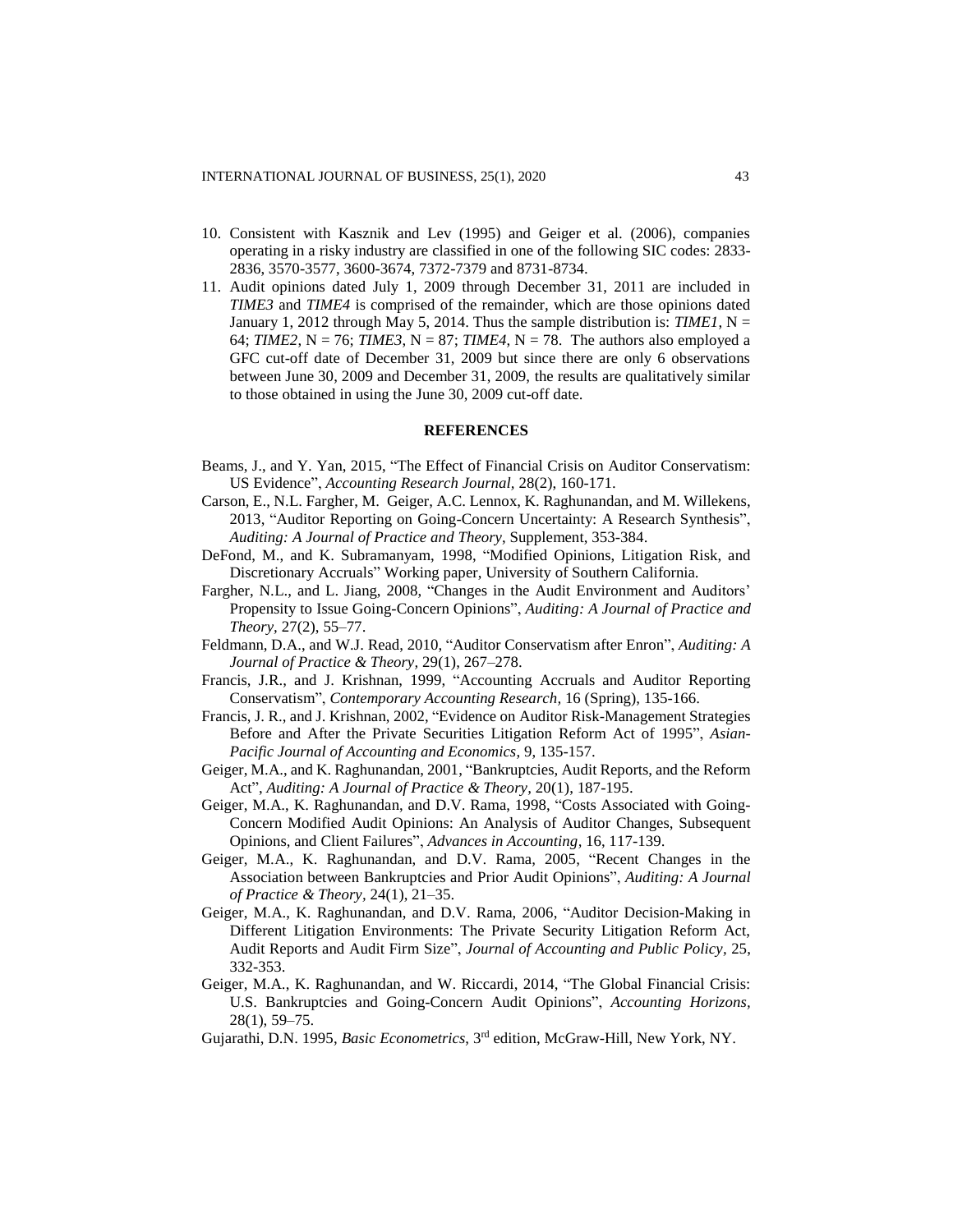10. Consistent with Kasznik and Lev (1995) and Geiger et al. (2006), companies operating in a risky industry are classified in one of the following SIC codes: 2833-2836, 3570-3577, 3600-3674, 7372-7379 and 8731-8734.
11. Audit opinions dated July 1, 2009 through December 31, 2011 are included in *TIME3* and *TIME4* is comprised of the remainder, which are those opinions dated January 1, 2012 through May 5, 2014. Thus the sample distribution is: *TIME1*, N = 64; *TIME2*, N = 76; *TIME3*, N = 87; *TIME4*, N = 78. The authors also employed a GFC cut-off date of December 31, 2009 but since there are only 6 observations between June 30, 2009 and December 31, 2009, the results are qualitatively similar to those obtained in using the June 30, 2009 cut-off date.

## REFERENCES

Beams, J., and Y. Yan, 2015, "The Effect of Financial Crisis on Auditor Conservatism: US Evidence", *Accounting Research Journal,* 28(2), 160-171.

Carson, E., N.L. Fargher, M. Geiger, A.C. Lennox, K. Raghunandan, and M. Willekens, 2013, "Auditor Reporting on Going-Concern Uncertainty: A Research Synthesis", *Auditing: A Journal of Practice and Theory*, Supplement, 353-384.

DeFond, M., and K. Subramanyam, 1998, "Modified Opinions, Litigation Risk, and Discretionary Accruals" Working paper, University of Southern California.

Fargher, N.L., and L. Jiang, 2008, "Changes in the Audit Environment and Auditors' Propensity to Issue Going-Concern Opinions", *Auditing: A Journal of Practice and Theory*, 27(2), 55–77.

Feldmann, D.A., and W.J. Read, 2010, "Auditor Conservatism after Enron", *Auditing: A Journal of Practice & Theory*, 29(1), 267–278.

Francis, J.R., and J. Krishnan, 1999, "Accounting Accruals and Auditor Reporting Conservatism", *Contemporary Accounting Research,* 16 (Spring), 135-166.

Francis, J. R., and J. Krishnan, 2002, "Evidence on Auditor Risk-Management Strategies Before and After the Private Securities Litigation Reform Act of 1995", *Asian-Pacific Journal of Accounting and Economics*, 9, 135-157.

Geiger, M.A., and K. Raghunandan, 2001, "Bankruptcies, Audit Reports, and the Reform Act", *Auditing: A Journal of Practice & Theory,* 20(1), 187-195.

Geiger, M.A., K. Raghunandan, and D.V. Rama, 1998, "Costs Associated with Going-Concern Modified Audit Opinions: An Analysis of Auditor Changes, Subsequent Opinions, and Client Failures", *Advances in Accounting,* 16, 117-139.

Geiger, M.A., K. Raghunandan, and D.V. Rama, 2005, "Recent Changes in the Association between Bankruptcies and Prior Audit Opinions", *Auditing: A Journal of Practice & Theory,* 24(1), 21–35.

Geiger, M.A., K. Raghunandan, and D.V. Rama, 2006, "Auditor Decision-Making in Different Litigation Environments: The Private Security Litigation Reform Act, Audit Reports and Audit Firm Size", *Journal of Accounting and Public Policy,* 25, 332-353.

Geiger, M.A., K. Raghunandan, and W. Riccardi, 2014, "The Global Financial Crisis: U.S. Bankruptcies and Going-Concern Audit Opinions", *Accounting Horizons,* 28(1), 59–75.

Gujarathi, D.N. 1995, *Basic Econometrics*, 3rd edition, McGraw-Hill, New York, NY.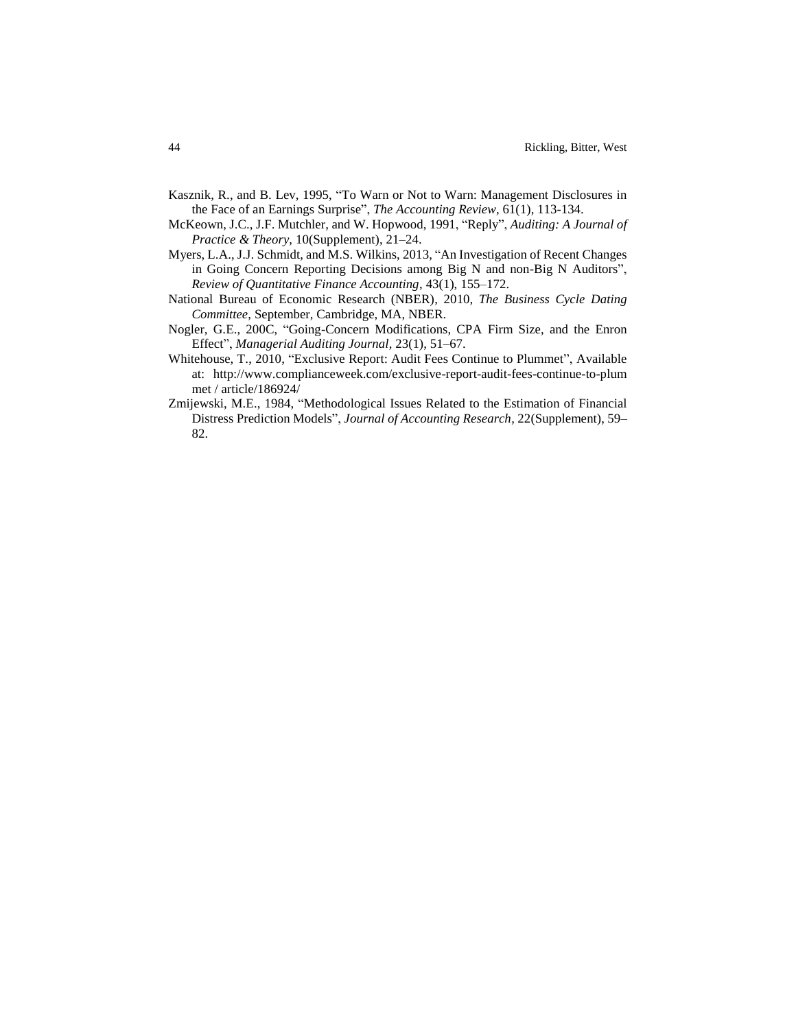Kasznik, R., and B. Lev, 1995, "To Warn or Not to Warn: Management Disclosures in the Face of an Earnings Surprise", *The Accounting Review*, 61(1), 113-134.

McKeown, J.C., J.F. Mutchler, and W. Hopwood, 1991, "Reply", *Auditing: A Journal of Practice & Theory*, 10(Supplement), 21–24.

Myers, L.A., J.J. Schmidt, and M.S. Wilkins, 2013, "An Investigation of Recent Changes in Going Concern Reporting Decisions among Big N and non-Big N Auditors", *Review of Quantitative Finance Accounting*, 43(1), 155–172.

National Bureau of Economic Research (NBER), 2010, *The Business Cycle Dating Committee*, September, Cambridge, MA, NBER.

Nogler, G.E., 200C, "Going-Concern Modifications, CPA Firm Size, and the Enron Effect", *Managerial Auditing Journal*, 23(1), 51–67.

Whitehouse, T., 2010, "Exclusive Report: Audit Fees Continue to Plummet", Available at: http://www.complianceweek.com/exclusive-report-audit-fees-continue-to-plummet / article/186924/

Zmijewski, M.E., 1984, "Methodological Issues Related to the Estimation of Financial Distress Prediction Models", *Journal of Accounting Research*, 22(Supplement), 59–82.